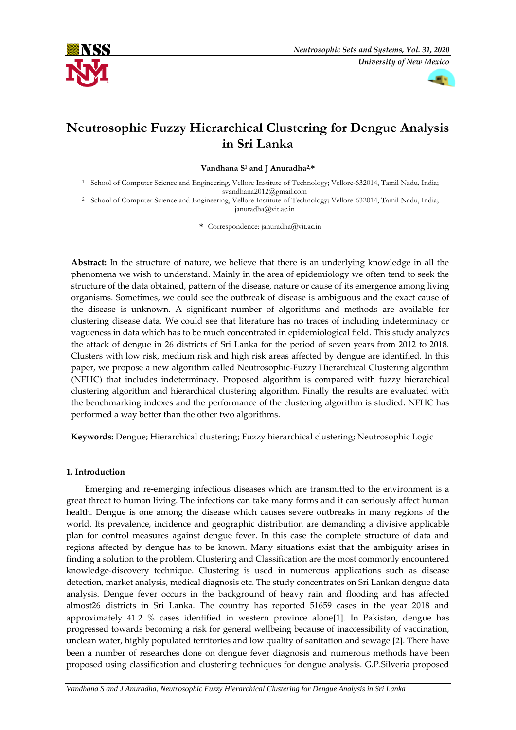# Neutrosophic Fuzzy Hierarchical Clustering for Dengue Analysis in Sri Lanka

**Vandhana S[1] and J Anuradha[2,*]**

[1] School of Computer Science and Engineering, Vellore Institute of Technology; Vellore-632014, Tamil Nadu, India; svandhana2012@gmail.com

[2] School of Computer Science and Engineering, Vellore Institute of Technology; Vellore-632014, Tamil Nadu, India; januradha@vit.ac.in

\* Correspondence: januradha@vit.ac.in

**Abstract:** In the structure of nature, we believe that there is an underlying knowledge in all the phenomena we wish to understand. Mainly in the area of epidemiology we often tend to seek the structure of the data obtained, pattern of the disease, nature or cause of its emergence among living organisms. Sometimes, we could see the outbreak of disease is ambiguous and the exact cause of the disease is unknown. A significant number of algorithms and methods are available for clustering disease data. We could see that literature has no traces of including indeterminacy or vagueness in data which has to be much concentrated in epidemiological field. This study analyzes the attack of dengue in 26 districts of Sri Lanka for the period of seven years from 2012 to 2018. Clusters with low risk, medium risk and high risk areas affected by dengue are identified. In this paper, we propose a new algorithm called Neutrosophic-Fuzzy Hierarchical Clustering algorithm (NFHC) that includes indeterminacy. Proposed algorithm is compared with fuzzy hierarchical clustering algorithm and hierarchical clustering algorithm. Finally the results are evaluated with the benchmarking indexes and the performance of the clustering algorithm is studied. NFHC has performed a way better than the other two algorithms.

**Keywords:** Dengue; Hierarchical clustering; Fuzzy hierarchical clustering; Neutrosophic Logic

## 1. Introduction

Emerging and re-emerging infectious diseases which are transmitted to the environment is a great threat to human living. The infections can take many forms and it can seriously affect human health. Dengue is one among the disease which causes severe outbreaks in many regions of the world. Its prevalence, incidence and geographic distribution are demanding a divisive applicable plan for control measures against dengue fever. In this case the complete structure of data and regions affected by dengue has to be known. Many situations exist that the ambiguity arises in finding a solution to the problem. Clustering and Classification are the most commonly encountered knowledge-discovery technique. Clustering is used in numerous applications such as disease detection, market analysis, medical diagnosis etc. The study concentrates on Sri Lankan dengue data analysis. Dengue fever occurs in the background of heavy rain and flooding and has affected almost26 districts in Sri Lanka. The country has reported 51659 cases in the year 2018 and approximately 41.2 % cases identified in western province alone[1]. In Pakistan, dengue has progressed towards becoming a risk for general wellbeing because of inaccessibility of vaccination, unclean water, highly populated territories and low quality of sanitation and sewage [2]. There have been a number of researches done on dengue fever diagnosis and numerous methods have been proposed using classification and clustering techniques for dengue analysis. G.P.Silveria proposed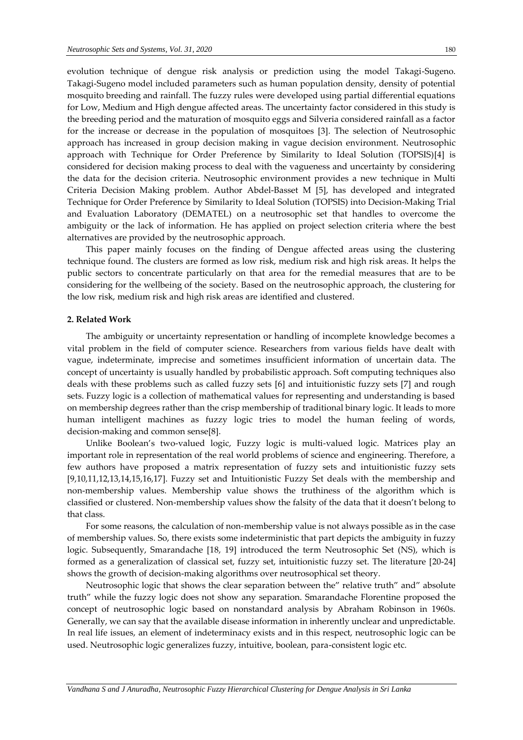evolution technique of dengue risk analysis or prediction using the model Takagi-Sugeno. Takagi-Sugeno model included parameters such as human population density, density of potential mosquito breeding and rainfall. The fuzzy rules were developed using partial differential equations for Low, Medium and High dengue affected areas. The uncertainty factor considered in this study is the breeding period and the maturation of mosquito eggs and Silveria considered rainfall as a factor for the increase or decrease in the population of mosquitoes [3]. The selection of Neutrosophic approach has increased in group decision making in vague decision environment. Neutrosophic approach with Technique for Order Preference by Similarity to Ideal Solution (TOPSIS)[4] is considered for decision making process to deal with the vagueness and uncertainty by considering the data for the decision criteria. Neutrosophic environment provides a new technique in Multi Criteria Decision Making problem. Author Abdel-Basset M [5], has developed and integrated Technique for Order Preference by Similarity to Ideal Solution (TOPSIS) into Decision-Making Trial and Evaluation Laboratory (DEMATEL) on a neutrosophic set that handles to overcome the ambiguity or the lack of information. He has applied on project selection criteria where the best alternatives are provided by the neutrosophic approach.

This paper mainly focuses on the finding of Dengue affected areas using the clustering technique found. The clusters are formed as low risk, medium risk and high risk areas. It helps the public sectors to concentrate particularly on that area for the remedial measures that are to be considering for the wellbeing of the society. Based on the neutrosophic approach, the clustering for the low risk, medium risk and high risk areas are identified and clustered.

## 2. Related Work

The ambiguity or uncertainty representation or handling of incomplete knowledge becomes a vital problem in the field of computer science. Researchers from various fields have dealt with vague, indeterminate, imprecise and sometimes insufficient information of uncertain data. The concept of uncertainty is usually handled by probabilistic approach. Soft computing techniques also deals with these problems such as called fuzzy sets [6] and intuitionistic fuzzy sets [7] and rough sets. Fuzzy logic is a collection of mathematical values for representing and understanding is based on membership degrees rather than the crisp membership of traditional binary logic. It leads to more human intelligent machines as fuzzy logic tries to model the human feeling of words, decision-making and common sense[8].

Unlike Boolean's two-valued logic, Fuzzy logic is multi-valued logic. Matrices play an important role in representation of the real world problems of science and engineering. Therefore, a few authors have proposed a matrix representation of fuzzy sets and intuitionistic fuzzy sets [9,10,11,12,13,14,15,16,17]. Fuzzy set and Intuitionistic Fuzzy Set deals with the membership and non-membership values. Membership value shows the truthiness of the algorithm which is classified or clustered. Non-membership values show the falsity of the data that it doesn't belong to that class.

For some reasons, the calculation of non-membership value is not always possible as in the case of membership values. So, there exists some indeterministic that part depicts the ambiguity in fuzzy logic. Subsequently, Smarandache [18, 19] introduced the term Neutrosophic Set (NS), which is formed as a generalization of classical set, fuzzy set, intuitionistic fuzzy set. The literature [20-24] shows the growth of decision-making algorithms over neutrosophical set theory.

Neutrosophic logic that shows the clear separation between the" relative truth" and" absolute truth" while the fuzzy logic does not show any separation. Smarandache Florentine proposed the concept of neutrosophic logic based on nonstandard analysis by Abraham Robinson in 1960s. Generally, we can say that the available disease information in inherently unclear and unpredictable. In real life issues, an element of indeterminacy exists and in this respect, neutrosophic logic can be used. Neutrosophic logic generalizes fuzzy, intuitive, boolean, para-consistent logic etc.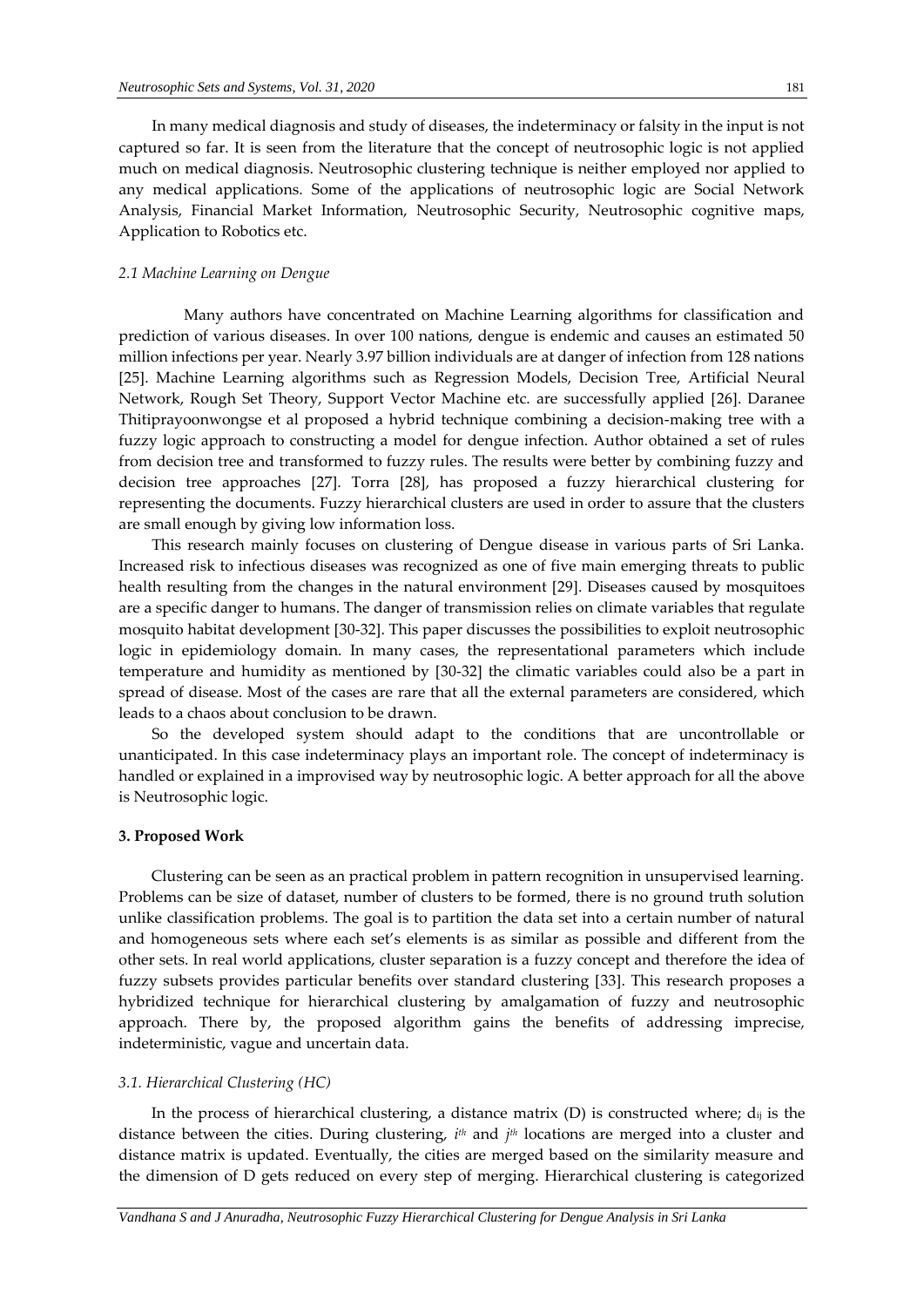In many medical diagnosis and study of diseases, the indeterminacy or falsity in the input is not captured so far. It is seen from the literature that the concept of neutrosophic logic is not applied much on medical diagnosis. Neutrosophic clustering technique is neither employed nor applied to any medical applications. Some of the applications of neutrosophic logic are Social Network Analysis, Financial Market Information, Neutrosophic Security, Neutrosophic cognitive maps, Application to Robotics etc.

### *2.1 Machine Learning on Dengue*

Many authors have concentrated on Machine Learning algorithms for classification and prediction of various diseases. In over 100 nations, dengue is endemic and causes an estimated 50 million infections per year. Nearly 3.97 billion individuals are at danger of infection from 128 nations [25]. Machine Learning algorithms such as Regression Models, Decision Tree, Artificial Neural Network, Rough Set Theory, Support Vector Machine etc. are successfully applied [26]. Daranee Thitiprayoonwongse et al proposed a hybrid technique combining a decision-making tree with a fuzzy logic approach to constructing a model for dengue infection. Author obtained a set of rules from decision tree and transformed to fuzzy rules. The results were better by combining fuzzy and decision tree approaches [27]. Torra [28], has proposed a fuzzy hierarchical clustering for representing the documents. Fuzzy hierarchical clusters are used in order to assure that the clusters are small enough by giving low information loss.

This research mainly focuses on clustering of Dengue disease in various parts of Sri Lanka. Increased risk to infectious diseases was recognized as one of five main emerging threats to public health resulting from the changes in the natural environment [29]. Diseases caused by mosquitoes are a specific danger to humans. The danger of transmission relies on climate variables that regulate mosquito habitat development [30-32]. This paper discusses the possibilities to exploit neutrosophic logic in epidemiology domain. In many cases, the representational parameters which include temperature and humidity as mentioned by [30-32] the climatic variables could also be a part in spread of disease. Most of the cases are rare that all the external parameters are considered, which leads to a chaos about conclusion to be drawn.

So the developed system should adapt to the conditions that are uncontrollable or unanticipated. In this case indeterminacy plays an important role. The concept of indeterminacy is handled or explained in a improvised way by neutrosophic logic. A better approach for all the above is Neutrosophic logic.

## **3. Proposed Work**

Clustering can be seen as an practical problem in pattern recognition in unsupervised learning. Problems can be size of dataset, number of clusters to be formed, there is no ground truth solution unlike classification problems. The goal is to partition the data set into a certain number of natural and homogeneous sets where each set's elements is as similar as possible and different from the other sets. In real world applications, cluster separation is a fuzzy concept and therefore the idea of fuzzy subsets provides particular benefits over standard clustering [33]. This research proposes a hybridized technique for hierarchical clustering by amalgamation of fuzzy and neutrosophic approach. There by, the proposed algorithm gains the benefits of addressing imprecise, indeterministic, vague and uncertain data.

### *3.1. Hierarchical Clustering (HC)*

In the process of hierarchical clustering, a distance matrix (D) is constructed where; $d_{ij}$ is the distance between the cities. During clustering, $i^{th}$ and $j^{th}$ locations are merged into a cluster and distance matrix is updated. Eventually, the cities are merged based on the similarity measure and the dimension of D gets reduced on every step of merging. Hierarchical clustering is categorized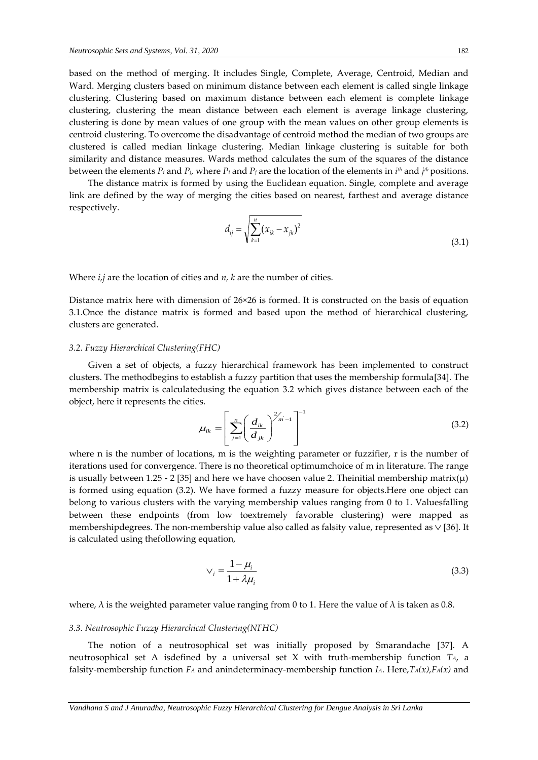based on the method of merging. It includes Single, Complete, Average, Centroid, Median and Ward. Merging clusters based on minimum distance between each element is called single linkage clustering. Clustering based on maximum distance between each element is complete linkage clustering, clustering the mean distance between each element is average linkage clustering, clustering is done by mean values of one group with the mean values on other group elements is centroid clustering. To overcome the disadvantage of centroid method the median of two groups are clustered is called median linkage clustering. Median linkage clustering is suitable for both similarity and distance measures. Wards method calculates the sum of the squares of the distance between the elements $P_i$ and $P_j$, where $P_i$ and $P_j$ are the location of the elements in $i^{th}$ and $j^{th}$ positions.

The distance matrix is formed by using the Euclidean equation. Single, complete and average link are defined by the way of merging the cities based on nearest, farthest and average distance respectively.

$$d_{ij} = \sqrt{\sum_{k=1}^{n} (x_{ik} - x_{jk})^2} \tag{3.1}$$

Where *i,j* are the location of cities and *n, k* are the number of cities.

Distance matrix here with dimension of 26×26 is formed. It is constructed on the basis of equation 3.1.Once the distance matrix is formed and based upon the method of hierarchical clustering, clusters are generated.

### *3.2. Fuzzy Hierarchical Clustering(FHC)*

Given a set of objects, a fuzzy hierarchical framework has been implemented to construct clusters. The methodbegins to establish a fuzzy partition that uses the membership formula[34]. The membership matrix is calculatedusing the equation 3.2 which gives distance between each of the object, here it represents the cities.

$$\mu_{ik} = \left[ \sum_{j=1}^{n} \left( \frac{d_{ik}}{d_{jk}} \right)^{2/m^{'}-1} \right]^{-1} \tag{3.2}$$

where n is the number of locations, m is the weighting parameter or fuzzifier, r is the number of iterations used for convergence. There is no theoretical optimumchoice of m in literature. The range is usually between 1.25 - 2 [35] and here we have choosen value 2. Theinitial membership matrix($\mu$) is formed using equation (3.2). We have formed a fuzzy measure for objects.Here one object can belong to various clusters with the varying membership values ranging from 0 to 1. Valuesfalling between these endpoints (from low toextremely favorable clustering) were mapped as membershipdegrees. The non-membership value also called as falsity value, represented as $\vee$ [36]. It is calculated using thefollowing equation,

$$\vee_i = \frac{1 - \mu_i}{1 + \lambda \mu_i} \tag{3.3}$$

where, $\lambda$ is the weighted parameter value ranging from 0 to 1. Here the value of $\lambda$ is taken as 0.8.

### *3.3. Neutrosophic Fuzzy Hierarchical Clustering(NFHC)*

The notion of a neutrosophical set was initially proposed by Smarandache [37]. A neutrosophical set A isdefined by a universal set X with truth-membership function $T_A$, a falsity-membership function $F_A$ and anindeterminacy-membership function $I_A$. Here,$T_A(x)$,$F_A(x)$ and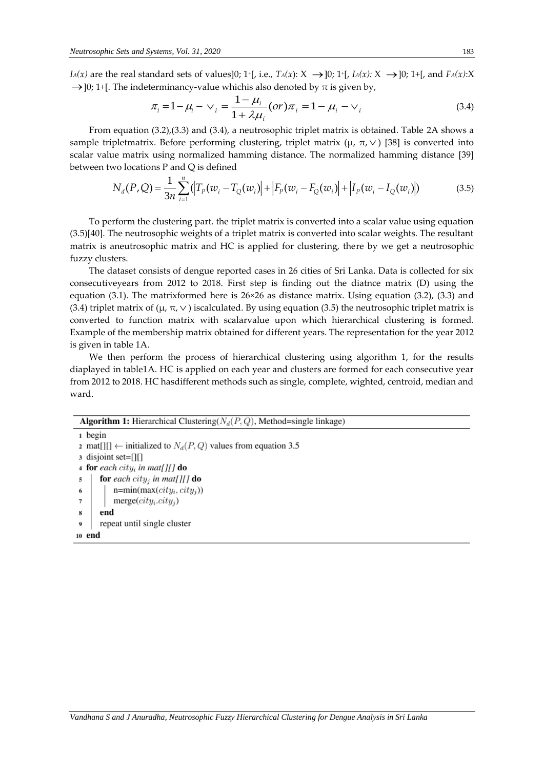$I_A(x)$ are the real standard sets of values]0; 1⁺[, i.e., $T_A(x)$: X $\rightarrow$]0; 1⁺[, $I_A(x)$: X $\rightarrow$]0; 1+[, and $F_A(x)$:X $\rightarrow$]0; 1+[. The indeterminancy-value whichis also denoted by $\pi$ is given by,

$$\pi_i = 1 - \mu_i - \vee_i = \frac{1-\mu_i}{1+\lambda\mu_i} (or) \pi_i = 1 - \mu_i - \vee_i \tag{3.4}$$

From equation (3.2),(3.3) and (3.4), a neutrosophic triplet matrix is obtained. Table 2A shows a sample tripletmatrix. Before performing clustering, triplet matrix ($\mu$, $\pi$, $\vee$) [38] is converted into scalar value matrix using normalized hamming distance. The normalized hamming distance [39] between two locations P and Q is defined

$$N_d(P,Q) = \frac{1}{3n}\sum_{i=1}^{n}(\left|T_P(w_i - T_Q(w_i)\right| + \left|F_P(w_i - F_Q(w_i)\right| + \left|I_P(w_i - I_Q(w_i)\right|) \tag{3.5}$$

To perform the clustering part. the triplet matrix is converted into a scalar value using equation (3.5)[40]. The neutrosophic weights of a triplet matrix is converted into scalar weights. The resultant matrix is aneutrosophic matrix and HC is applied for clustering, there by we get a neutrosophic fuzzy clusters.

The dataset consists of dengue reported cases in 26 cities of Sri Lanka. Data is collected for six consecutiveyears from 2012 to 2018. First step is finding out the diatnce matrix (D) using the equation (3.1). The matrixformed here is 26×26 as distance matrix. Using equation (3.2), (3.3) and (3.4) triplet matrix of ($\mu$, $\pi$, $\vee$) iscalculated. By using equation (3.5) the neutrosophic triplet matrix is converted to function matrix with scalarvalue upon which hierarchical clustering is formed. Example of the membership matrix obtained for different years. The representation for the year 2012 is given in table 1A.

We then perform the process of hierarchical clustering using algorithm 1, for the results diaplayed in table1A. HC is applied on each year and clusters are formed for each consecutive year from 2012 to 2018. HC hasdifferent methods such as single, complete, wighted, centroid, median and ward.

**Algorithm 1:** Hierarchical Clustering($N_d(P,Q)$, Method=single linkage)

```
1  begin
2  mat[][] ← initialized to N_d(P,Q) values from equation 3.5
3  disjoint set=[][]
4  for each city_i in mat[][] do
5  |  for each city_j in mat[][] do
6  |  |  n=min(max(city_i, city_j))
7  |  |  merge(city_i.city_j)
8  |  end
9  |  repeat until single cluster
10 end
```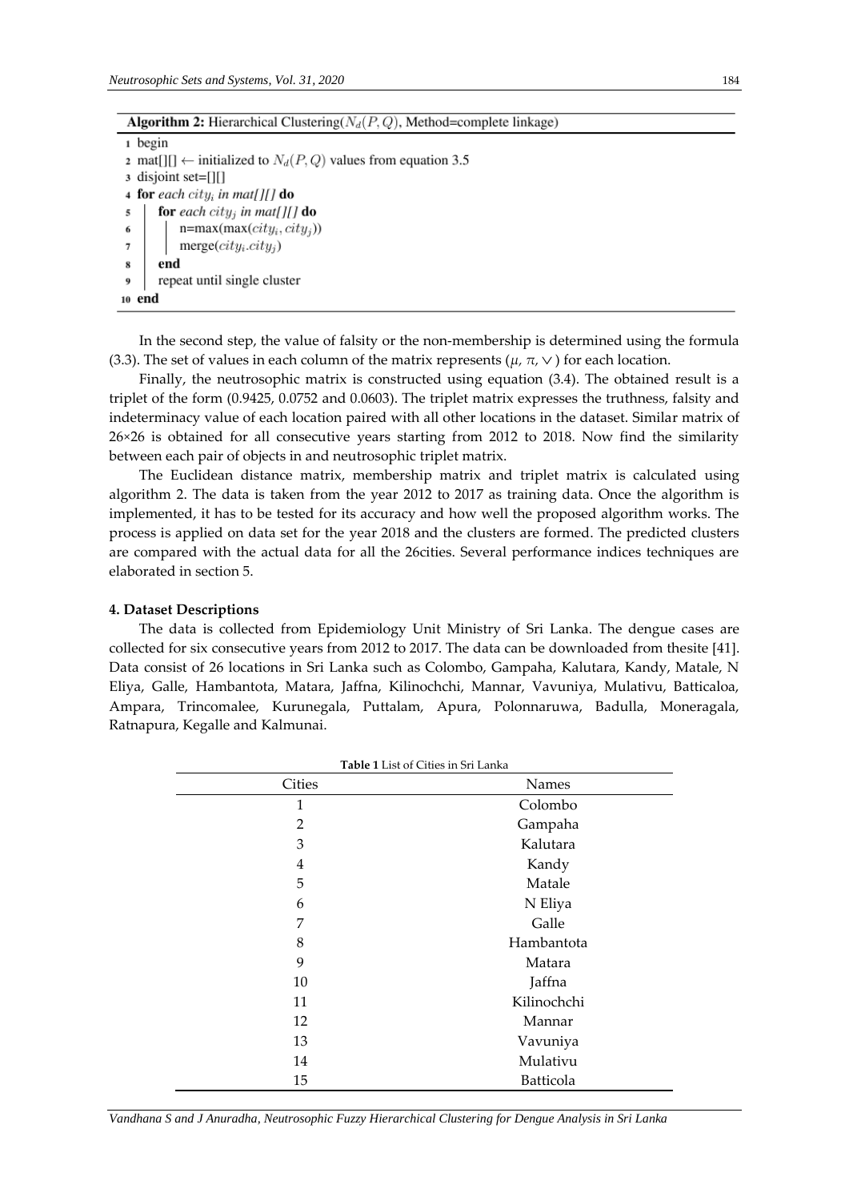**Algorithm 2:** Hierarchical Clustering($N_d(P,Q)$, Method=complete linkage)

```
1  begin
2  mat[][] ← initialized to N_d(P,Q) values from equation 3.5
3  disjoint set=[][]
4  for each city_i in mat[][] do
5      for each city_j in mat[][] do
6          n=max(max(city_i, city_j))
7          merge(city_i.city_j)
8      end
9      repeat until single cluster
10 end
```

In the second step, the value of falsity or the non-membership is determined using the formula (3.3). The set of values in each column of the matrix represents ($\mu$, $\pi$, $\vee$) for each location.

Finally, the neutrosophic matrix is constructed using equation (3.4). The obtained result is a triplet of the form (0.9425, 0.0752 and 0.0603). The triplet matrix expresses the truthness, falsity and indeterminacy value of each location paired with all other locations in the dataset. Similar matrix of 26×26 is obtained for all consecutive years starting from 2012 to 2018. Now find the similarity between each pair of objects in and neutrosophic triplet matrix.

The Euclidean distance matrix, membership matrix and triplet matrix is calculated using algorithm 2. The data is taken from the year 2012 to 2017 as training data. Once the algorithm is implemented, it has to be tested for its accuracy and how well the proposed algorithm works. The process is applied on data set for the year 2018 and the clusters are formed. The predicted clusters are compared with the actual data for all the 26cities. Several performance indices techniques are elaborated in section 5.

**4. Dataset Descriptions**

The data is collected from Epidemiology Unit Ministry of Sri Lanka. The dengue cases are collected for six consecutive years from 2012 to 2017. The data can be downloaded from thesite [41]. Data consist of 26 locations in Sri Lanka such as Colombo, Gampaha, Kalutara, Kandy, Matale, N Eliya, Galle, Hambantota, Matara, Jaffna, Kilinochchi, Mannar, Vavuniya, Mulativu, Batticaloa, Ampara, Trincomalee, Kurunegala, Puttalam, Apura, Polonnaruwa, Badulla, Moneragala, Ratnapura, Kegalle and Kalmunai.

**Table 1** List of Cities in Sri Lanka

| Cities | Names |
|---|---|
| 1 | Colombo |
| 2 | Gampaha |
| 3 | Kalutara |
| 4 | Kandy |
| 5 | Matale |
| 6 | N Eliya |
| 7 | Galle |
| 8 | Hambantota |
| 9 | Matara |
| 10 | Jaffna |
| 11 | Kilinochchi |
| 12 | Mannar |
| 13 | Vavuniya |
| 14 | Mulativu |
| 15 | Batticola |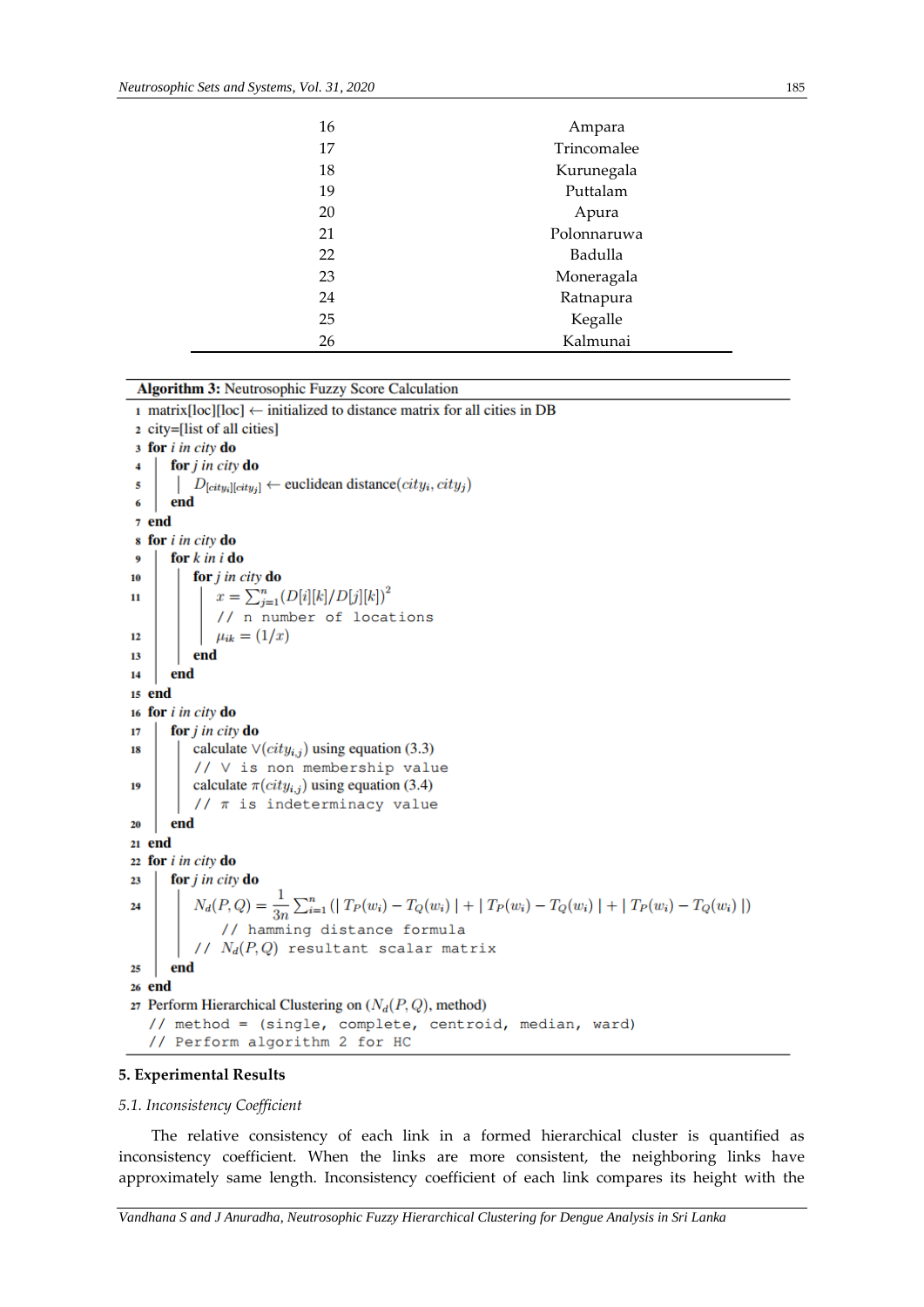| 16 | Ampara |
|---|---|
| 17 | Trincomalee |
| 18 | Kurunegala |
| 19 | Puttalam |
| 20 | Apura |
| 21 | Polonnaruwa |
| 22 | Badulla |
| 23 | Moneragala |
| 24 | Ratnapura |
| 25 | Kegalle |
| 26 | Kalmunai |

**Algorithm 3:** Neutrosophic Fuzzy Score Calculation

```
1  matrix[loc][loc] ← initialized to distance matrix for all cities in DB
2  city=[list of all cities]
3  for i in city do
4      for j in city do
5          D[city_i][city_j] ← euclidean distance(city_i, city_j)
6      end
7  end
8  for i in city do
9      for k in i do
10         for j in city do
11             x = Σ_{j=1}^{n} (D[i][k]/D[j][k])^2
               // n number of locations
12             μ_ik = (1/x)
13         end
14     end
15 end
16 for i in city do
17     for j in city do
18         calculate ∨(city_{i,j}) using equation (3.3)
           // ∨ is non membership value
19         calculate π(city_{i,j}) using equation (3.4)
           // π is indeterminacy value
20     end
21 end
22 for i in city do
23     for j in city do
24         N_d(P,Q) = (1/3n) Σ_{i=1}^{n} (|T_P(w_i) − T_Q(w_i)| + |T_P(w_i) − T_Q(w_i)| + |T_P(w_i) − T_Q(w_i)|)
               // hamming distance formula
           // N_d(P,Q) resultant scalar matrix
25     end
26 end
27 Perform Hierarchical Clustering on (N_d(P,Q), method)
   // method = (single, complete, centroid, median, ward)
   // Perform algorithm 2 for HC
```

## 5. Experimental Results

### 5.1. Inconsistency Coefficient

The relative consistency of each link in a formed hierarchical cluster is quantified as inconsistency coefficient. When the links are more consistent, the neighboring links have approximately same length. Inconsistency coefficient of each link compares its height with the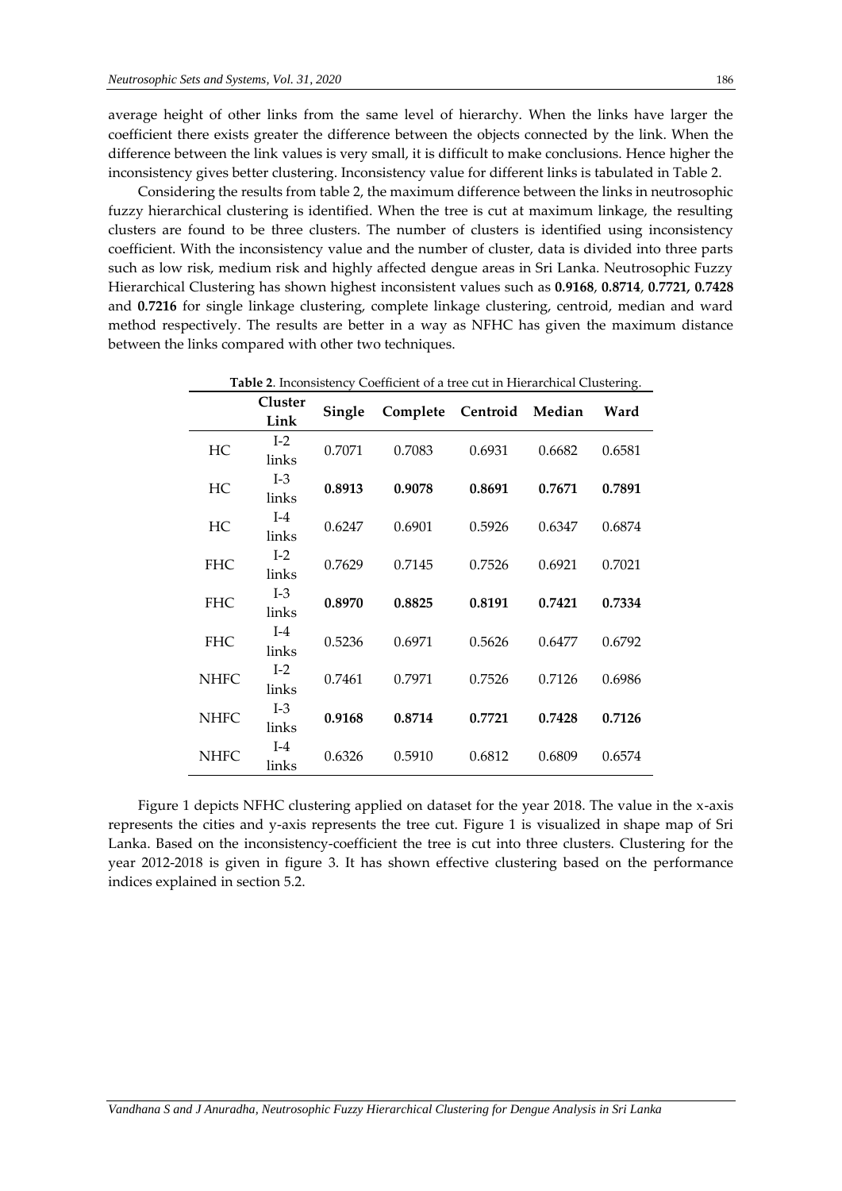average height of other links from the same level of hierarchy. When the links have larger the coefficient there exists greater the difference between the objects connected by the link. When the difference between the link values is very small, it is difficult to make conclusions. Hence higher the inconsistency gives better clustering. Inconsistency value for different links is tabulated in Table 2.

Considering the results from table 2, the maximum difference between the links in neutrosophic fuzzy hierarchical clustering is identified. When the tree is cut at maximum linkage, the resulting clusters are found to be three clusters. The number of clusters is identified using inconsistency coefficient. With the inconsistency value and the number of cluster, data is divided into three parts such as low risk, medium risk and highly affected dengue areas in Sri Lanka. Neutrosophic Fuzzy Hierarchical Clustering has shown highest inconsistent values such as **0.9168**, **0.8714**, **0.7721, 0.7428** and **0.7216** for single linkage clustering, complete linkage clustering, centroid, median and ward method respectively. The results are better in a way as NFHC has given the maximum distance between the links compared with other two techniques.

**Table 2**. Inconsistency Coefficient of a tree cut in Hierarchical Clustering.

| | Cluster Link | Single | Complete | Centroid | Median | Ward |
|---|---|---|---|---|---|---|
| HC | I-2 links | 0.7071 | 0.7083 | 0.6931 | 0.6682 | 0.6581 |
| HC | I-3 links | **0.8913** | **0.9078** | **0.8691** | **0.7671** | **0.7891** |
| HC | I-4 links | 0.6247 | 0.6901 | 0.5926 | 0.6347 | 0.6874 |
| FHC | I-2 links | 0.7629 | 0.7145 | 0.7526 | 0.6921 | 0.7021 |
| FHC | I-3 links | **0.8970** | **0.8825** | **0.8191** | **0.7421** | **0.7334** |
| FHC | I-4 links | 0.5236 | 0.6971 | 0.5626 | 0.6477 | 0.6792 |
| NHFC | I-2 links | 0.7461 | 0.7971 | 0.7526 | 0.7126 | 0.6986 |
| NHFC | I-3 links | **0.9168** | **0.8714** | **0.7721** | **0.7428** | **0.7126** |
| NHFC | I-4 links | 0.6326 | 0.5910 | 0.6812 | 0.6809 | 0.6574 |

Figure 1 depicts NFHC clustering applied on dataset for the year 2018. The value in the x-axis represents the cities and y-axis represents the tree cut. Figure 1 is visualized in shape map of Sri Lanka. Based on the inconsistency-coefficient the tree is cut into three clusters. Clustering for the year 2012-2018 is given in figure 3. It has shown effective clustering based on the performance indices explained in section 5.2.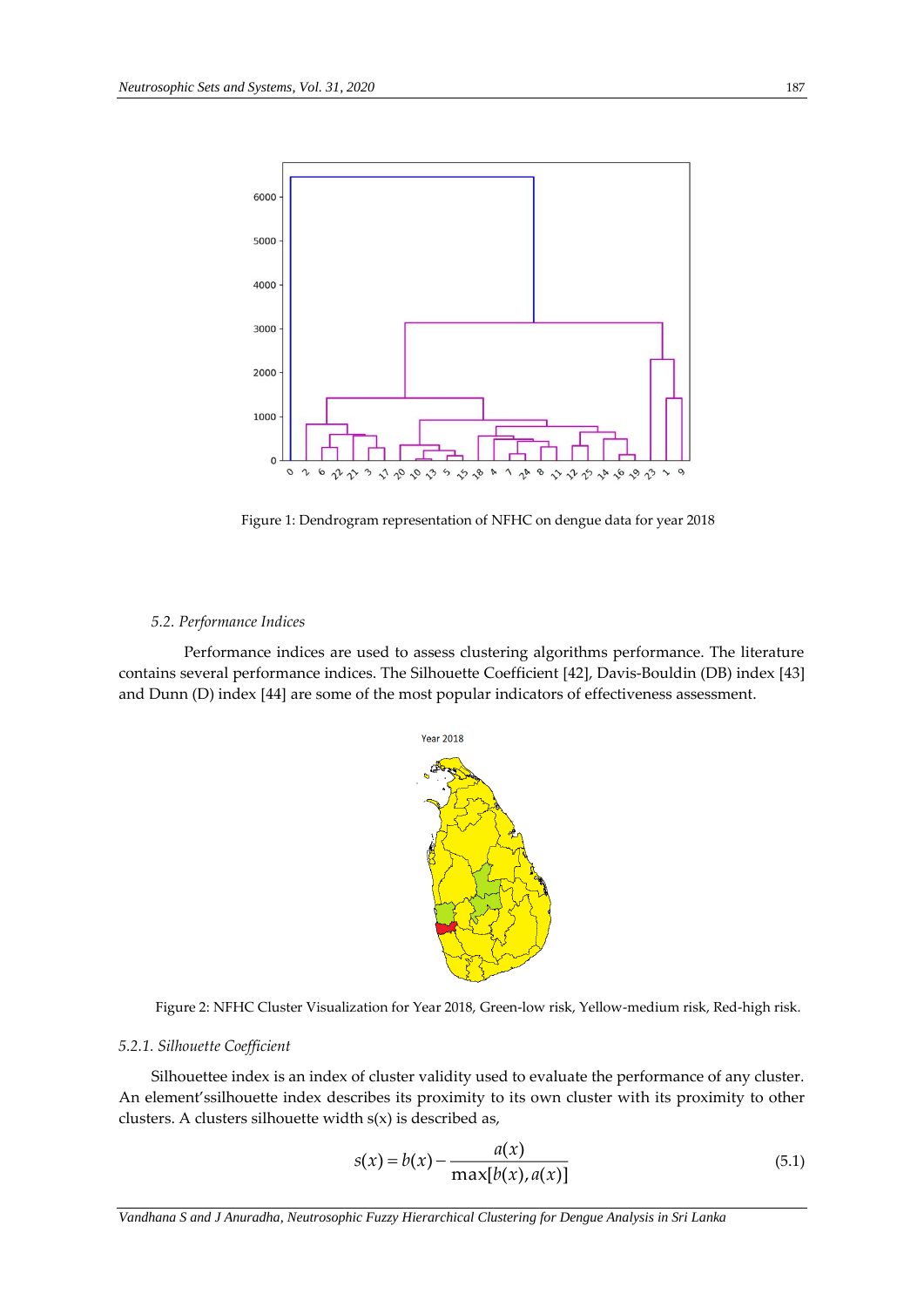Figure 1: Dendrogram representation of NFHC on dengue data for year 2018

### 5.2. Performance Indices

Performance indices are used to assess clustering algorithms performance. The literature contains several performance indices. The Silhouette Coefficient [42], Davis-Bouldin (DB) index [43] and Dunn (D) index [44] are some of the most popular indicators of effectiveness assessment.

Figure 2: NFHC Cluster Visualization for Year 2018, Green-low risk, Yellow-medium risk, Red-high risk.

#### 5.2.1. Silhouette Coefficient

Silhouettee index is an index of cluster validity used to evaluate the performance of any cluster. An element'ssilhouette index describes its proximity to its own cluster with its proximity to other clusters. A clusters silhouette width s(x) is described as,

$$s(x) = b(x) - \frac{a(x)}{\max[b(x), a(x)]} \tag{5.1}$$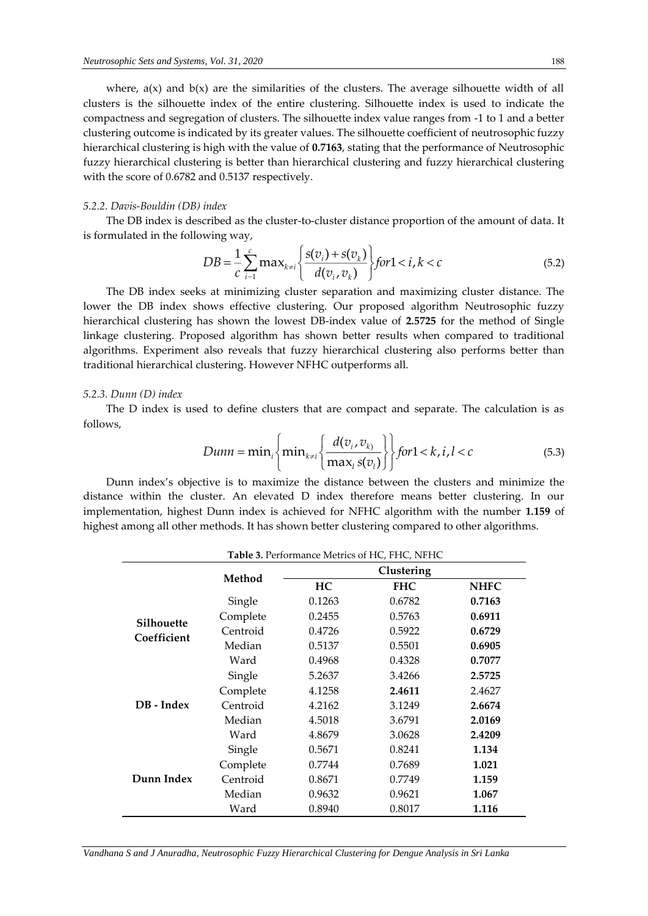where, a(x) and b(x) are the similarities of the clusters. The average silhouette width of all clusters is the silhouette index of the entire clustering. Silhouette index is used to indicate the compactness and segregation of clusters. The silhouette index value ranges from -1 to 1 and a better clustering outcome is indicated by its greater values. The silhouette coefficient of neutrosophic fuzzy hierarchical clustering is high with the value of **0.7163**, stating that the performance of Neutrosophic fuzzy hierarchical clustering is better than hierarchical clustering and fuzzy hierarchical clustering with the score of 0.6782 and 0.5137 respectively.

#### *5.2.2. Davis-Bouldin (DB) index*

The DB index is described as the cluster-to-cluster distance proportion of the amount of data. It is formulated in the following way,

$$DB = \frac{1}{c}\sum_{i-1}^{c} \max_{k \neq i} \left\{ \frac{s(v_i) + s(v_k)}{d(v_i, v_k)} \right\} for 1 < i, k < c \tag{5.2}$$

The DB index seeks at minimizing cluster separation and maximizing cluster distance. The lower the DB index shows effective clustering. Our proposed algorithm Neutrosophic fuzzy hierarchical clustering has shown the lowest DB-index value of **2.5725** for the method of Single linkage clustering. Proposed algorithm has shown better results when compared to traditional algorithms. Experiment also reveals that fuzzy hierarchical clustering also performs better than traditional hierarchical clustering. However NFHC outperforms all.

#### *5.2.3. Dunn (D) index*

The D index is used to define clusters that are compact and separate. The calculation is as follows,

$$Dunn = \min_i \left\{ \min_{k \neq i} \left\{ \frac{d(v_i, v_{k)}}{\max_l s(v_l)} \right\} \right\} for 1 < k, i, l < c \tag{5.3}$$

Dunn index's objective is to maximize the distance between the clusters and minimize the distance within the cluster. An elevated D index therefore means better clustering. In our implementation, highest Dunn index is achieved for NFHC algorithm with the number **1.159** of highest among all other methods. It has shown better clustering compared to other algorithms.

**Table 3.** Performance Metrics of HC, FHC, NFHC

| | Method | Clustering | | |
|---|---|---|---|---|
| | | **HC** | **FHC** | **NHFC** |
| **Silhouette Coefficient** | Single | 0.1263 | 0.6782 | **0.7163** |
| | Complete | 0.2455 | 0.5763 | **0.6911** |
| | Centroid | 0.4726 | 0.5922 | **0.6729** |
| | Median | 0.5137 | 0.5501 | **0.6905** |
| | Ward | 0.4968 | 0.4328 | **0.7077** |
| **DB - Index** | Single | 5.2637 | 3.4266 | **2.5725** |
| | Complete | 4.1258 | **2.4611** | 2.4627 |
| | Centroid | 4.2162 | 3.1249 | **2.6674** |
| | Median | 4.5018 | 3.6791 | **2.0169** |
| | Ward | 4.8679 | 3.0628 | **2.4209** |
| **Dunn Index** | Single | 0.5671 | 0.8241 | **1.134** |
| | Complete | 0.7744 | 0.7689 | **1.021** |
| | Centroid | 0.8671 | 0.7749 | **1.159** |
| | Median | 0.9632 | 0.9621 | **1.067** |
| | Ward | 0.8940 | 0.8017 | **1.116** |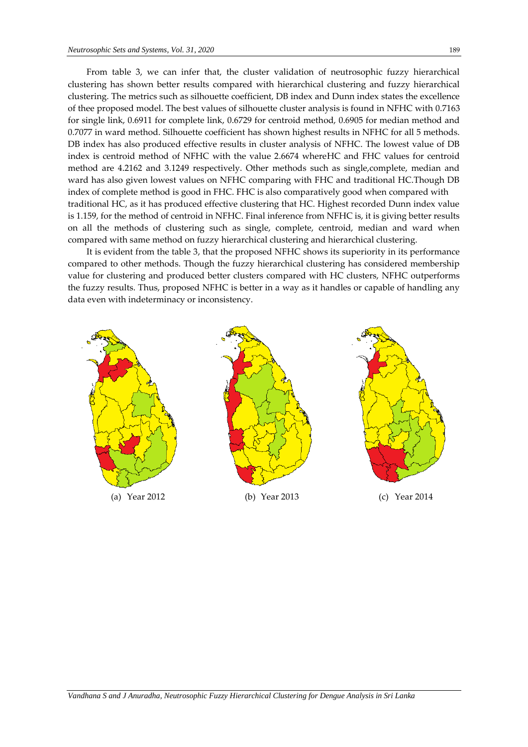From table 3, we can infer that, the cluster validation of neutrosophic fuzzy hierarchical clustering has shown better results compared with hierarchical clustering and fuzzy hierarchical clustering. The metrics such as silhouette coefficient, DB index and Dunn index states the excellence of thee proposed model. The best values of silhouette cluster analysis is found in NFHC with 0.7163 for single link, 0.6911 for complete link, 0.6729 for centroid method, 0.6905 for median method and 0.7077 in ward method. Silhouette coefficient has shown highest results in NFHC for all 5 methods. DB index has also produced effective results in cluster analysis of NFHC. The lowest value of DB index is centroid method of NFHC with the value 2.6674 whereHC and FHC values for centroid method are 4.2162 and 3.1249 respectively. Other methods such as single,complete, median and ward has also given lowest values on NFHC comparing with FHC and traditional HC.Though DB index of complete method is good in FHC. FHC is also comparatively good when compared with traditional HC, as it has produced effective clustering that HC. Highest recorded Dunn index value is 1.159, for the method of centroid in NFHC. Final inference from NFHC is, it is giving better results on all the methods of clustering such as single, complete, centroid, median and ward when compared with same method on fuzzy hierarchical clustering and hierarchical clustering.

It is evident from the table 3, that the proposed NFHC shows its superiority in its performance compared to other methods. Though the fuzzy hierarchical clustering has considered membership value for clustering and produced better clusters compared with HC clusters, NFHC outperforms the fuzzy results. Thus, proposed NFHC is better in a way as it handles or capable of handling any data even with indeterminacy or inconsistency.

(a) Year 2012

(b) Year 2013

(c) Year 2014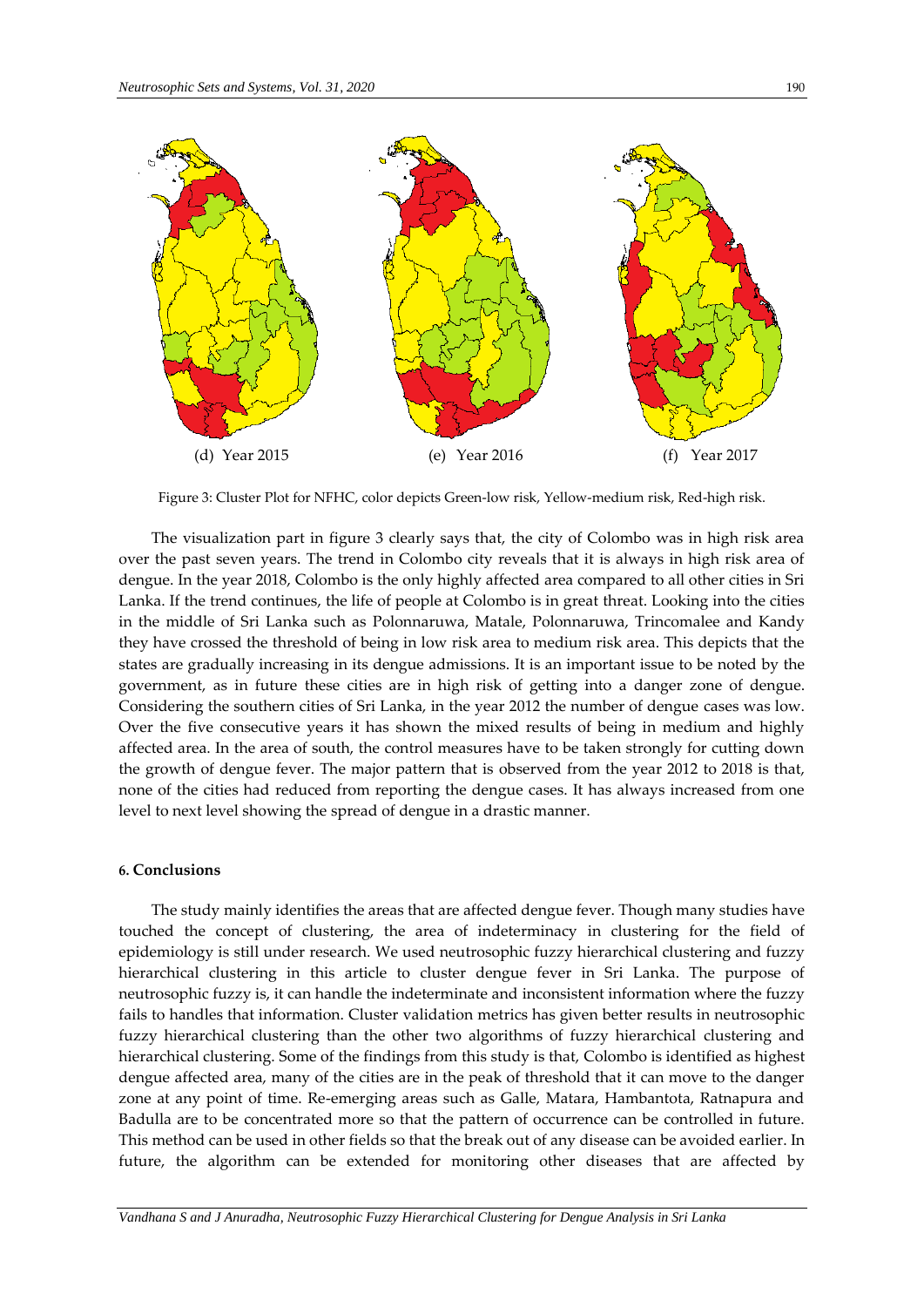(d) Year 2015 (e) Year 2016 (f) Year 2017

Figure 3: Cluster Plot for NFHC, color depicts Green-low risk, Yellow-medium risk, Red-high risk.

The visualization part in figure 3 clearly says that, the city of Colombo was in high risk area over the past seven years. The trend in Colombo city reveals that it is always in high risk area of dengue. In the year 2018, Colombo is the only highly affected area compared to all other cities in Sri Lanka. If the trend continues, the life of people at Colombo is in great threat. Looking into the cities in the middle of Sri Lanka such as Polonnaruwa, Matale, Polonnaruwa, Trincomalee and Kandy they have crossed the threshold of being in low risk area to medium risk area. This depicts that the states are gradually increasing in its dengue admissions. It is an important issue to be noted by the government, as in future these cities are in high risk of getting into a danger zone of dengue. Considering the southern cities of Sri Lanka, in the year 2012 the number of dengue cases was low. Over the five consecutive years it has shown the mixed results of being in medium and highly affected area. In the area of south, the control measures have to be taken strongly for cutting down the growth of dengue fever. The major pattern that is observed from the year 2012 to 2018 is that, none of the cities had reduced from reporting the dengue cases. It has always increased from one level to next level showing the spread of dengue in a drastic manner.

## 6. Conclusions

The study mainly identifies the areas that are affected dengue fever. Though many studies have touched the concept of clustering, the area of indeterminacy in clustering for the field of epidemiology is still under research. We used neutrosophic fuzzy hierarchical clustering and fuzzy hierarchical clustering in this article to cluster dengue fever in Sri Lanka. The purpose of neutrosophic fuzzy is, it can handle the indeterminate and inconsistent information where the fuzzy fails to handles that information. Cluster validation metrics has given better results in neutrosophic fuzzy hierarchical clustering than the other two algorithms of fuzzy hierarchical clustering and hierarchical clustering. Some of the findings from this study is that, Colombo is identified as highest dengue affected area, many of the cities are in the peak of threshold that it can move to the danger zone at any point of time. Re-emerging areas such as Galle, Matara, Hambantota, Ratnapura and Badulla are to be concentrated more so that the pattern of occurrence can be controlled in future. This method can be used in other fields so that the break out of any disease can be avoided earlier. In future, the algorithm can be extended for monitoring other diseases that are affected by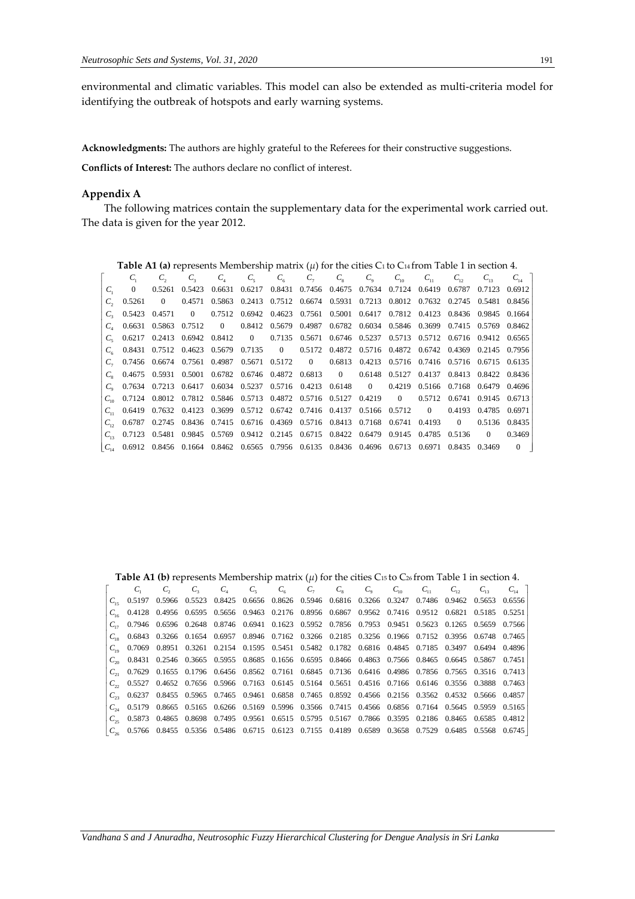environmental and climatic variables. This model can also be extended as multi-criteria model for identifying the outbreak of hotspots and early warning systems.

**Acknowledgments:** The authors are highly grateful to the Referees for their constructive suggestions.

**Conflicts of Interest:** The authors declare no conflict of interest.

### Appendix A

The following matrices contain the supplementary data for the experimental work carried out. The data is given for the year 2012.

**Table A1 (a)** represents Membership matrix ($\mu$) for the cities $C_1$ to $C_{14}$ from Table 1 in section 4.

| | $C_1$ | $C_2$ | $C_3$ | $C_4$ | $C_5$ | $C_6$ | $C_7$ | $C_8$ | $C_9$ | $C_{10}$ | $C_{11}$ | $C_{12}$ | $C_{13}$ | $C_{14}$ |
|---|---|---|---|---|---|---|---|---|---|---|---|---|---|---|
| $C_1$ | 0 | 0.5261 | 0.5423 | 0.6631 | 0.6217 | 0.8431 | 0.7456 | 0.4675 | 0.7634 | 0.7124 | 0.6419 | 0.6787 | 0.7123 | 0.6912 |
| $C_2$ | 0.5261 | 0 | 0.4571 | 0.5863 | 0.2413 | 0.7512 | 0.6674 | 0.5931 | 0.7213 | 0.8012 | 0.7632 | 0.2745 | 0.5481 | 0.8456 |
| $C_3$ | 0.5423 | 0.4571 | 0 | 0.7512 | 0.6942 | 0.4623 | 0.7561 | 0.5001 | 0.6417 | 0.7812 | 0.4123 | 0.8436 | 0.9845 | 0.1664 |
| $C_4$ | 0.6631 | 0.5863 | 0.7512 | 0 | 0.8412 | 0.5679 | 0.4987 | 0.6782 | 0.6034 | 0.5846 | 0.3699 | 0.7415 | 0.5769 | 0.8462 |
| $C_5$ | 0.6217 | 0.2413 | 0.6942 | 0.8412 | 0 | 0.7135 | 0.5671 | 0.6746 | 0.5237 | 0.5713 | 0.5712 | 0.6716 | 0.9412 | 0.6565 |
| $C_6$ | 0.8431 | 0.7512 | 0.4623 | 0.5679 | 0.7135 | 0 | 0.5172 | 0.4872 | 0.5716 | 0.4872 | 0.6742 | 0.4369 | 0.2145 | 0.7956 |
| $C_7$ | 0.7456 | 0.6674 | 0.7561 | 0.4987 | 0.5671 | 0.5172 | 0 | 0.6813 | 0.4213 | 0.5716 | 0.7416 | 0.5716 | 0.6715 | 0.6135 |
| $C_8$ | 0.4675 | 0.5931 | 0.5001 | 0.6782 | 0.6746 | 0.4872 | 0.6813 | 0 | 0.6148 | 0.5127 | 0.4137 | 0.8413 | 0.8422 | 0.8436 |
| $C_9$ | 0.7634 | 0.7213 | 0.6417 | 0.6034 | 0.5237 | 0.5716 | 0.4213 | 0.6148 | 0 | 0.4219 | 0.5166 | 0.7168 | 0.6479 | 0.4696 |
| $C_{10}$ | 0.7124 | 0.8012 | 0.7812 | 0.5846 | 0.5713 | 0.4872 | 0.5716 | 0.5127 | 0.4219 | 0 | 0.5712 | 0.6741 | 0.9145 | 0.6713 |
| $C_{11}$ | 0.6419 | 0.7632 | 0.4123 | 0.3699 | 0.5712 | 0.6742 | 0.7416 | 0.4137 | 0.5166 | 0.5712 | 0 | 0.4193 | 0.4785 | 0.6971 |
| $C_{12}$ | 0.6787 | 0.2745 | 0.8436 | 0.7415 | 0.6716 | 0.4369 | 0.5716 | 0.8413 | 0.7168 | 0.6741 | 0.4193 | 0 | 0.5136 | 0.8435 |
| $C_{13}$ | 0.7123 | 0.5481 | 0.9845 | 0.5769 | 0.9412 | 0.2145 | 0.6715 | 0.8422 | 0.6479 | 0.9145 | 0.4785 | 0.5136 | 0 | 0.3469 |
| $C_{14}$ | 0.6912 | 0.8456 | 0.1664 | 0.8462 | 0.6565 | 0.7956 | 0.6135 | 0.8436 | 0.4696 | 0.6713 | 0.6971 | 0.8435 | 0.3469 | 0 |

**Table A1 (b)** represents Membership matrix ($\mu$) for the cities $C_{15}$ to $C_{26}$ from Table 1 in section 4.

| | $C_1$ | $C_2$ | $C_3$ | $C_4$ | $C_5$ | $C_6$ | $C_7$ | $C_8$ | $C_9$ | $C_{10}$ | $C_{11}$ | $C_{12}$ | $C_{13}$ | $C_{14}$ |
|---|---|---|---|---|---|---|---|---|---|---|---|---|---|---|
| $C_{15}$ | 0.5197 | 0.5966 | 0.5523 | 0.8425 | 0.6656 | 0.8626 | 0.5946 | 0.6816 | 0.3266 | 0.3247 | 0.7486 | 0.9462 | 0.5653 | 0.6556 |
| $C_{16}$ | 0.4128 | 0.4956 | 0.6595 | 0.5656 | 0.9463 | 0.2176 | 0.8956 | 0.6867 | 0.9562 | 0.7416 | 0.9512 | 0.6821 | 0.5185 | 0.5251 |
| $C_{17}$ | 0.7946 | 0.6596 | 0.2648 | 0.8746 | 0.6941 | 0.1623 | 0.5952 | 0.7856 | 0.7953 | 0.9451 | 0.5623 | 0.1265 | 0.5659 | 0.7566 |
| $C_{18}$ | 0.6843 | 0.3266 | 0.1654 | 0.6957 | 0.8946 | 0.7162 | 0.3266 | 0.2185 | 0.3256 | 0.1966 | 0.7152 | 0.3956 | 0.6748 | 0.7465 |
| $C_{19}$ | 0.7069 | 0.8951 | 0.3261 | 0.2154 | 0.1595 | 0.5451 | 0.5482 | 0.1782 | 0.6816 | 0.4845 | 0.7185 | 0.3497 | 0.6494 | 0.4896 |
| $C_{20}$ | 0.8431 | 0.2546 | 0.3665 | 0.5955 | 0.8685 | 0.1656 | 0.6595 | 0.8466 | 0.4863 | 0.7566 | 0.8465 | 0.6645 | 0.5867 | 0.7451 |
| $C_{21}$ | 0.7629 | 0.1655 | 0.1796 | 0.6456 | 0.8562 | 0.7161 | 0.6845 | 0.7136 | 0.6416 | 0.4986 | 0.7856 | 0.7565 | 0.3516 | 0.7413 |
| $C_{22}$ | 0.5527 | 0.4652 | 0.7656 | 0.5966 | 0.7163 | 0.6145 | 0.5164 | 0.5651 | 0.4516 | 0.7166 | 0.6146 | 0.3556 | 0.3888 | 0.7463 |
| $C_{23}$ | 0.6237 | 0.8455 | 0.5965 | 0.7465 | 0.9461 | 0.6858 | 0.7465 | 0.8592 | 0.4566 | 0.2156 | 0.3562 | 0.4532 | 0.5666 | 0.4857 |
| $C_{24}$ | 0.5179 | 0.8665 | 0.5165 | 0.6266 | 0.5169 | 0.5996 | 0.3566 | 0.7415 | 0.4566 | 0.6856 | 0.7164 | 0.5645 | 0.5959 | 0.5165 |
| $C_{25}$ | 0.5873 | 0.4865 | 0.8698 | 0.7495 | 0.9561 | 0.6515 | 0.5795 | 0.5167 | 0.7866 | 0.3595 | 0.2186 | 0.8465 | 0.6585 | 0.4812 |
| $C_{26}$ | 0.5766 | 0.8455 | 0.5356 | 0.5486 | 0.6715 | 0.6123 | 0.7155 | 0.4189 | 0.6589 | 0.3658 | 0.7529 | 0.6485 | 0.5568 | 0.6745 |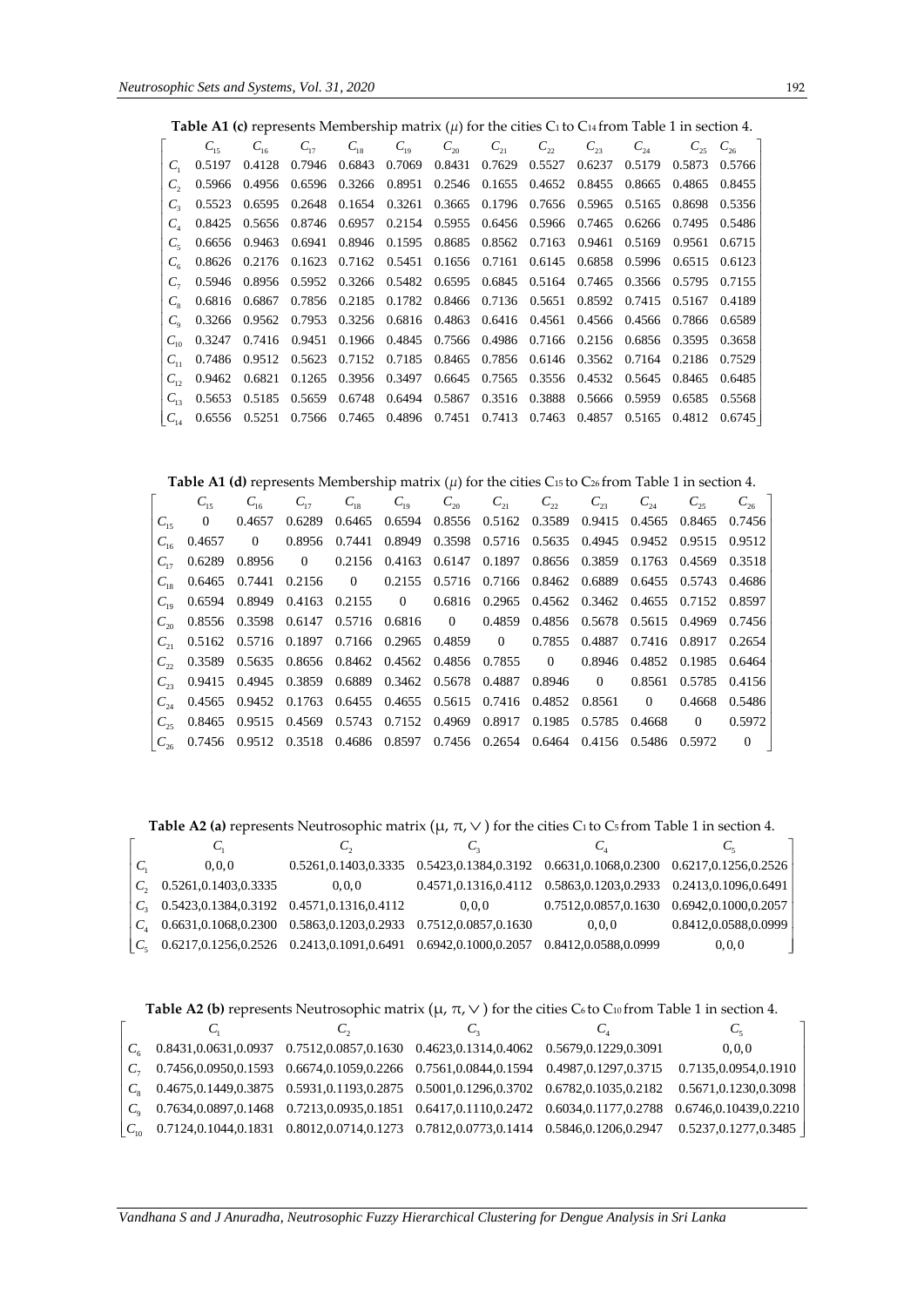**Table A1 (c)** represents Membership matrix ($\mu$) for the cities $C_1$ to $C_{14}$ from Table 1 in section 4.

| | $C_{15}$ | $C_{16}$ | $C_{17}$ | $C_{18}$ | $C_{19}$ | $C_{20}$ | $C_{21}$ | $C_{22}$ | $C_{23}$ | $C_{24}$ | $C_{25}$ | $C_{26}$ |
|---|---|---|---|---|---|---|---|---|---|---|---|---|
| $C_1$ | 0.5197 | 0.4128 | 0.7946 | 0.6843 | 0.7069 | 0.8431 | 0.7629 | 0.5527 | 0.6237 | 0.5179 | 0.5873 | 0.5766 |
| $C_2$ | 0.5966 | 0.4956 | 0.6596 | 0.3266 | 0.8951 | 0.2546 | 0.1655 | 0.4652 | 0.8455 | 0.8665 | 0.4865 | 0.8455 |
| $C_3$ | 0.5523 | 0.6595 | 0.2648 | 0.1654 | 0.3261 | 0.3665 | 0.1796 | 0.7656 | 0.5965 | 0.5165 | 0.8698 | 0.5356 |
| $C_4$ | 0.8425 | 0.5656 | 0.8746 | 0.6957 | 0.2154 | 0.5955 | 0.6456 | 0.5966 | 0.7465 | 0.6266 | 0.7495 | 0.5486 |
| $C_5$ | 0.6656 | 0.9463 | 0.6941 | 0.8946 | 0.1595 | 0.8685 | 0.8562 | 0.7163 | 0.9461 | 0.5169 | 0.9561 | 0.6715 |
| $C_6$ | 0.8626 | 0.2176 | 0.1623 | 0.7162 | 0.5451 | 0.1656 | 0.7161 | 0.6145 | 0.6858 | 0.5996 | 0.6515 | 0.6123 |
| $C_7$ | 0.5946 | 0.8956 | 0.5952 | 0.3266 | 0.5482 | 0.6595 | 0.6845 | 0.5164 | 0.7465 | 0.3566 | 0.5795 | 0.7155 |
| $C_8$ | 0.6816 | 0.6867 | 0.7856 | 0.2185 | 0.1782 | 0.8466 | 0.7136 | 0.5651 | 0.8592 | 0.7415 | 0.5167 | 0.4189 |
| $C_9$ | 0.3266 | 0.9562 | 0.7953 | 0.3256 | 0.6816 | 0.4863 | 0.6416 | 0.4561 | 0.4566 | 0.4566 | 0.7866 | 0.6589 |
| $C_{10}$ | 0.3247 | 0.7416 | 0.9451 | 0.1966 | 0.4845 | 0.7566 | 0.4986 | 0.7166 | 0.2156 | 0.6856 | 0.3595 | 0.3658 |
| $C_{11}$ | 0.7486 | 0.9512 | 0.5623 | 0.7152 | 0.7185 | 0.8465 | 0.7856 | 0.6146 | 0.3562 | 0.7164 | 0.2186 | 0.7529 |
| $C_{12}$ | 0.9462 | 0.6821 | 0.1265 | 0.3956 | 0.3497 | 0.6645 | 0.7565 | 0.3556 | 0.4532 | 0.5645 | 0.8465 | 0.6485 |
| $C_{13}$ | 0.5653 | 0.5185 | 0.5659 | 0.6748 | 0.6494 | 0.5867 | 0.3516 | 0.3888 | 0.5666 | 0.5959 | 0.6585 | 0.5568 |
| $C_{14}$ | 0.6556 | 0.5251 | 0.7566 | 0.7465 | 0.4896 | 0.7451 | 0.7413 | 0.7463 | 0.4857 | 0.5165 | 0.4812 | 0.6745 |

**Table A1 (d)** represents Membership matrix ($\mu$) for the cities $C_{15}$ to $C_{26}$ from Table 1 in section 4.

| | $C_{15}$ | $C_{16}$ | $C_{17}$ | $C_{18}$ | $C_{19}$ | $C_{20}$ | $C_{21}$ | $C_{22}$ | $C_{23}$ | $C_{24}$ | $C_{25}$ | $C_{26}$ |
|---|---|---|---|---|---|---|---|---|---|---|---|---|
| $C_{15}$ | 0 | 0.4657 | 0.6289 | 0.6465 | 0.6594 | 0.8556 | 0.5162 | 0.3589 | 0.9415 | 0.4565 | 0.8465 | 0.7456 |
| $C_{16}$ | 0.4657 | 0 | 0.8956 | 0.7441 | 0.8949 | 0.3598 | 0.5716 | 0.5635 | 0.4945 | 0.9452 | 0.9515 | 0.9512 |
| $C_{17}$ | 0.6289 | 0.8956 | 0 | 0.2156 | 0.4163 | 0.6147 | 0.1897 | 0.8656 | 0.3859 | 0.1763 | 0.4569 | 0.3518 |
| $C_{18}$ | 0.6465 | 0.7441 | 0.2156 | 0 | 0.2155 | 0.5716 | 0.7166 | 0.8462 | 0.6889 | 0.6455 | 0.5743 | 0.4686 |
| $C_{19}$ | 0.6594 | 0.8949 | 0.4163 | 0.2155 | 0 | 0.6816 | 0.2965 | 0.4562 | 0.3462 | 0.4655 | 0.7152 | 0.8597 |
| $C_{20}$ | 0.8556 | 0.3598 | 0.6147 | 0.5716 | 0.6816 | 0 | 0.4859 | 0.4856 | 0.5678 | 0.5615 | 0.4969 | 0.7456 |
| $C_{21}$ | 0.5162 | 0.5716 | 0.1897 | 0.7166 | 0.2965 | 0.4859 | 0 | 0.7855 | 0.4887 | 0.7416 | 0.8917 | 0.2654 |
| $C_{22}$ | 0.3589 | 0.5635 | 0.8656 | 0.8462 | 0.4562 | 0.4856 | 0.7855 | 0 | 0.8946 | 0.4852 | 0.1985 | 0.6464 |
| $C_{23}$ | 0.9415 | 0.4945 | 0.3859 | 0.6889 | 0.3462 | 0.5678 | 0.4887 | 0.8946 | 0 | 0.8561 | 0.5785 | 0.4156 |
| $C_{24}$ | 0.4565 | 0.9452 | 0.1763 | 0.6455 | 0.4655 | 0.5615 | 0.7416 | 0.4852 | 0.8561 | 0 | 0.4668 | 0.5486 |
| $C_{25}$ | 0.8465 | 0.9515 | 0.4569 | 0.5743 | 0.7152 | 0.4969 | 0.8917 | 0.1985 | 0.5785 | 0.4668 | 0 | 0.5972 |
| $C_{26}$ | 0.7456 | 0.9512 | 0.3518 | 0.4686 | 0.8597 | 0.7456 | 0.2654 | 0.6464 | 0.4156 | 0.5486 | 0.5972 | 0 |

**Table A2 (a)** represents Neutrosophic matrix ($\mu$, $\pi$, $\vee$) for the cities $C_1$ to $C_5$ from Table 1 in section 4.

| | $C_1$ | $C_2$ | $C_3$ | $C_4$ | $C_5$ |
|---|---|---|---|---|---|
| $C_1$ | 0,0,0 | 0.5261,0.1403,0.3335 | 0.5423,0.1384,0.3192 | 0.6631,0.1068,0.2300 | 0.6217,0.1256,0.2526 |
| $C_2$ | 0.5261,0.1403,0.3335 | 0,0,0 | 0.4571,0.1316,0.4112 | 0.5863,0.1203,0.2933 | 0.2413,0.1096,0.6491 |
| $C_3$ | 0.5423,0.1384,0.3192 | 0.4571,0.1316,0.4112 | 0,0,0 | 0.7512,0.0857,0.1630 | 0.6942,0.1000,0.2057 |
| $C_4$ | 0.6631,0.1068,0.2300 | 0.5863,0.1203,0.2933 | 0.7512,0.0857,0.1630 | 0,0,0 | 0.8412,0.0588,0.0999 |
| $C_5$ | 0.6217,0.1256,0.2526 | 0.2413,0.1091,0.6491 | 0.6942,0.1000,0.2057 | 0.8412,0.0588,0.0999 | 0,0,0 |

**Table A2 (b)** represents Neutrosophic matrix ($\mu$, $\pi$, $\vee$) for the cities $C_6$ to $C_{10}$ from Table 1 in section 4.

| | $C_1$ | $C_2$ | $C_3$ | $C_4$ | $C_5$ |
|---|---|---|---|---|---|
| $C_6$ | 0.8431,0.0631,0.0937 | 0.7512,0.0857,0.1630 | 0.4623,0.1314,0.4062 | 0.5679,0.1229,0.3091 | 0,0,0 |
| $C_7$ | 0.7456,0.0950,0.1593 | 0.6674,0.1059,0.2266 | 0.7561,0.0844,0.1594 | 0.4987,0.1297,0.3715 | 0.7135,0.0954,0.1910 |
| $C_8$ | 0.4675,0.1449,0.3875 | 0.5931,0.1193,0.2875 | 0.5001,0.1296,0.3702 | 0.6782,0.1035,0.2182 | 0.5671,0.1230,0.3098 |
| $C_9$ | 0.7634,0.0897,0.1468 | 0.7213,0.0935,0.1851 | 0.6417,0.1110,0.2472 | 0.6034,0.1177,0.2788 | 0.6746,0.10439,0.2210 |
| $C_{10}$ | 0.7124,0.1044,0.1831 | 0.8012,0.0714,0.1273 | 0.7812,0.0773,0.1414 | 0.5846,0.1206,0.2947 | 0.5237,0.1277,0.3485 |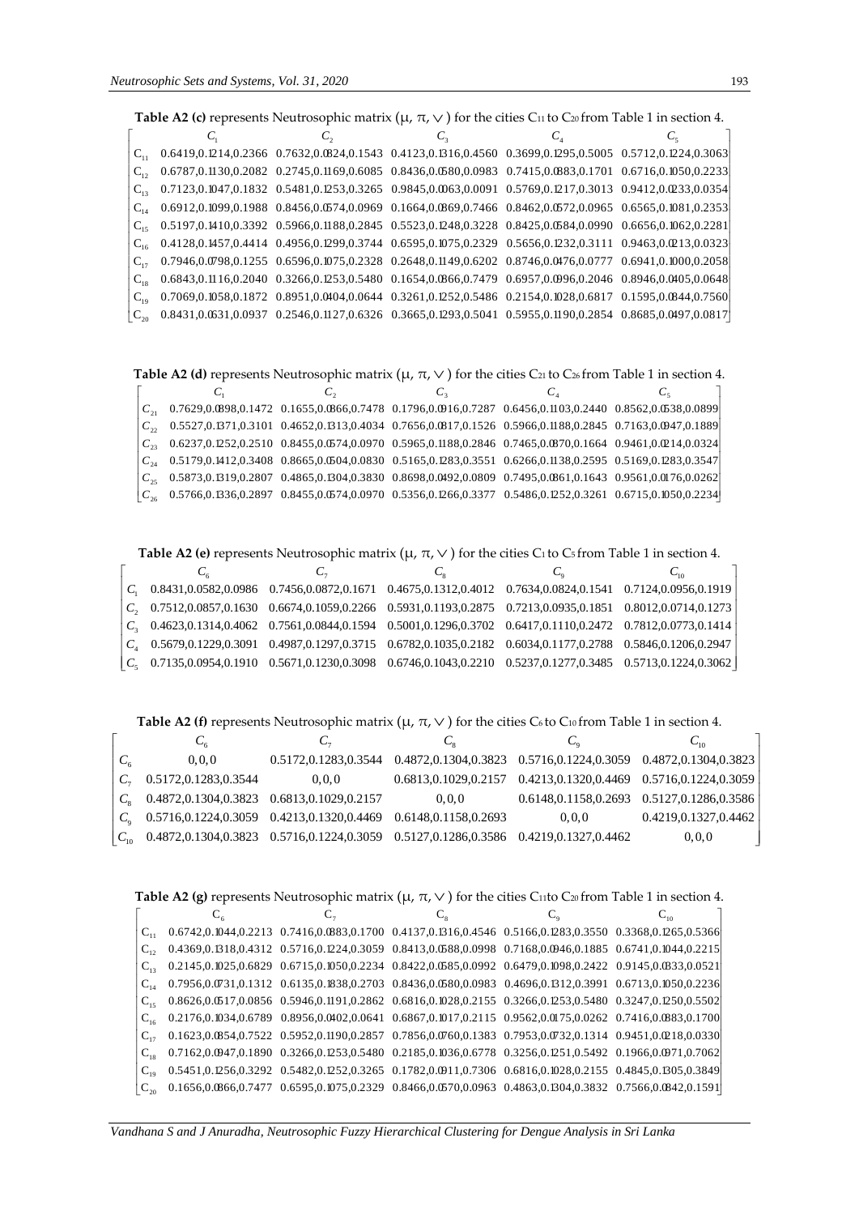**Table A2 (c)** represents Neutrosophic matrix (μ, π, ∨) for the cities $C_{11}$ to $C_{20}$ from Table 1 in section 4.

| | $C_1$ | $C_2$ | $C_3$ | $C_4$ | $C_5$ |
|---|---|---|---|---|---|
| $C_{11}$ | 0.6419,0.1214,0.2366 | 0.7632,0.0824,0.1543 | 0.4123,0.1316,0.4560 | 0.3699,0.1295,0.5005 | 0.5712,0.1224,0.3063 |
| $C_{12}$ | 0.6787,0.1130,0.2082 | 0.2745,0.1169,0.6085 | 0.8436,0.0580,0.0983 | 0.7415,0.0883,0.1701 | 0.6716,0.1050,0.2233 |
| $C_{13}$ | 0.7123,0.1047,0.1832 | 0.5481,0.1253,0.3265 | 0.9845,0.0063,0.0091 | 0.5769,0.1217,0.3013 | 0.9412,0.0233,0.0354 |
| $C_{14}$ | 0.6912,0.1099,0.1988 | 0.8456,0.0574,0.0969 | 0.1664,0.0869,0.7466 | 0.8462,0.0572,0.0965 | 0.6565,0.1081,0.2353 |
| $C_{15}$ | 0.5197,0.1410,0.3392 | 0.5966,0.1188,0.2845 | 0.5523,0.1248,0.3228 | 0.8425,0.0584,0.0990 | 0.6656,0.1062,0.2281 |
| $C_{16}$ | 0.4128,0.1457,0.4414 | 0.4956,0.1299,0.3744 | 0.6595,0.1075,0.2329 | 0.5656,0.1232,0.3111 | 0.9463,0.0213,0.0323 |
| $C_{17}$ | 0.7946,0.0798,0.1255 | 0.6596,0.1075,0.2328 | 0.2648,0.1149,0.6202 | 0.8746,0.0476,0.0777 | 0.6941,0.1000,0.2058 |
| $C_{18}$ | 0.6843,0.1116,0.2040 | 0.3266,0.1253,0.5480 | 0.1654,0.0866,0.7479 | 0.6957,0.0996,0.2046 | 0.8946,0.0405,0.0648 |
| $C_{19}$ | 0.7069,0.1058,0.1872 | 0.8951,0.0404,0.0644 | 0.3261,0.1252,0.5486 | 0.2154,0.1028,0.6817 | 0.1595,0.0844,0.7560 |
| $C_{20}$ | 0.8431,0.0631,0.0937 | 0.2546,0.1127,0.6326 | 0.3665,0.1293,0.5041 | 0.5955,0.1190,0.2854 | 0.8685,0.0497,0.0817 |

**Table A2 (d)** represents Neutrosophic matrix (μ, π, ∨) for the cities $C_{21}$ to $C_{26}$ from Table 1 in section 4.

| | $C_1$ | $C_2$ | $C_3$ | $C_4$ | $C_5$ |
|---|---|---|---|---|---|
| $C_{21}$ | 0.7629,0.0898,0.1472 | 0.1655,0.0866,0.7478 | 0.1796,0.0916,0.7287 | 0.6456,0.1103,0.2440 | 0.8562,0.0538,0.0899 |
| $C_{22}$ | 0.5527,0.1371,0.3101 | 0.4652,0.1313,0.4034 | 0.7656,0.0817,0.1526 | 0.5966,0.1188,0.2845 | 0.7163,0.0947,0.1889 |
| $C_{23}$ | 0.6237,0.1252,0.2510 | 0.8455,0.0574,0.0970 | 0.5965,0.1188,0.2846 | 0.7465,0.0870,0.1664 | 0.9461,0.0214,0.0324 |
| $C_{24}$ | 0.5179,0.1412,0.3408 | 0.8665,0.0504,0.0830 | 0.5165,0.1283,0.3551 | 0.6266,0.1138,0.2595 | 0.5169,0.1283,0.3547 |
| $C_{25}$ | 0.5873,0.1319,0.2807 | 0.4865,0.1304,0.3830 | 0.8698,0.0492,0.0809 | 0.7495,0.0861,0.1643 | 0.9561,0.0176,0.0262 |
| $C_{26}$ | 0.5766,0.1336,0.2897 | 0.8455,0.0574,0.0970 | 0.5356,0.1266,0.3377 | 0.5486,0.1252,0.3261 | 0.6715,0.1050,0.2234 |

**Table A2 (e)** represents Neutrosophic matrix (μ, π, ∨) for the cities $C_1$ to $C_5$ from Table 1 in section 4.

| | $C_6$ | $C_7$ | $C_8$ | $C_9$ | $C_{10}$ |
|---|---|---|---|---|---|
| $C_1$ | 0.8431,0.0582,0.0986 | 0.7456,0.0872,0.1671 | 0.4675,0.1312,0.4012 | 0.7634,0.0824,0.1541 | 0.7124,0.0956,0.1919 |
| $C_2$ | 0.7512,0.0857,0.1630 | 0.6674,0.1059,0.2266 | 0.5931,0.1193,0.2875 | 0.7213,0.0935,0.1851 | 0.8012,0.0714,0.1273 |
| $C_3$ | 0.4623,0.1314,0.4062 | 0.7561,0.0844,0.1594 | 0.5001,0.1296,0.3702 | 0.6417,0.1110,0.2472 | 0.7812,0.0773,0.1414 |
| $C_4$ | 0.5679,0.1229,0.3091 | 0.4987,0.1297,0.3715 | 0.6782,0.1035,0.2182 | 0.6034,0.1177,0.2788 | 0.5846,0.1206,0.2947 |
| $C_5$ | 0.7135,0.0954,0.1910 | 0.5671,0.1230,0.3098 | 0.6746,0.1043,0.2210 | 0.5237,0.1277,0.3485 | 0.5713,0.1224,0.3062 |

**Table A2 (f)** represents Neutrosophic matrix (μ, π, ∨) for the cities $C_6$ to $C_{10}$ from Table 1 in section 4.

| | $C_6$ | $C_7$ | $C_8$ | $C_9$ | $C_{10}$ |
|---|---|---|---|---|---|
| $C_6$ | 0,0,0 | 0.5172,0.1283,0.3544 | 0.4872,0.1304,0.3823 | 0.5716,0.1224,0.3059 | 0.4872,0.1304,0.3823 |
| $C_7$ | 0.5172,0.1283,0.3544 | 0,0,0 | 0.6813,0.1029,0.2157 | 0.4213,0.1320,0.4469 | 0.5716,0.1224,0.3059 |
| $C_8$ | 0.4872,0.1304,0.3823 | 0.6813,0.1029,0.2157 | 0,0,0 | 0.6148,0.1158,0.2693 | 0.5127,0.1286,0.3586 |
| $C_9$ | 0.5716,0.1224,0.3059 | 0.4213,0.1320,0.4469 | 0.6148,0.1158,0.2693 | 0,0,0 | 0.4219,0.1327,0.4462 |
| $C_{10}$ | 0.4872,0.1304,0.3823 | 0.5716,0.1224,0.3059 | 0.5127,0.1286,0.3586 | 0.4219,0.1327,0.4462 | 0,0,0 |

**Table A2 (g)** represents Neutrosophic matrix (μ, π, ∨) for the cities $C_{11}$ to $C_{20}$ from Table 1 in section 4.

| | $C_6$ | $C_7$ | $C_8$ | $C_9$ | $C_{10}$ |
|---|---|---|---|---|---|
| $C_{11}$ | 0.6742,0.1044,0.2213 | 0.7416,0.0883,0.1700 | 0.4137,0.1316,0.4546 | 0.5166,0.1283,0.3550 | 0.3368,0.1265,0.5366 |
| $C_{12}$ | 0.4369,0.1318,0.4312 | 0.5716,0.1224,0.3059 | 0.8413,0.0588,0.0998 | 0.7168,0.0946,0.1885 | 0.6741,0.1044,0.2215 |
| $C_{13}$ | 0.2145,0.1025,0.6829 | 0.6715,0.1050,0.2234 | 0.8422,0.0585,0.0992 | 0.6479,0.1098,0.2422 | 0.9145,0.0333,0.0521 |
| $C_{14}$ | 0.7956,0.0731,0.1312 | 0.6135,0.1838,0.2703 | 0.8436,0.0580,0.0983 | 0.4696,0.1312,0.3991 | 0.6713,0.1050,0.2236 |
| $C_{15}$ | 0.8626,0.0517,0.0856 | 0.5946,0.1191,0.2862 | 0.6816,0.1028,0.2155 | 0.3266,0.1253,0.5480 | 0.3247,0.1250,0.5502 |
| $C_{16}$ | 0.2176,0.1034,0.6789 | 0.8956,0.0402,0.0641 | 0.6867,0.1017,0.2115 | 0.9562,0.0175,0.0262 | 0.7416,0.0883,0.1700 |
| $C_{17}$ | 0.1623,0.0854,0.7522 | 0.5952,0.1190,0.2857 | 0.7856,0.0760,0.1383 | 0.7953,0.0732,0.1314 | 0.9451,0.0218,0.0330 |
| $C_{18}$ | 0.7162,0.0947,0.1890 | 0.3266,0.1253,0.5480 | 0.2185,0.1036,0.6778 | 0.3256,0.1251,0.5492 | 0.1966,0.0971,0.7062 |
| $C_{19}$ | 0.5451,0.1256,0.3292 | 0.5482,0.1252,0.3265 | 0.1782,0.0911,0.7306 | 0.6816,0.1028,0.2155 | 0.4845,0.1305,0.3849 |
| $C_{20}$ | 0.1656,0.0866,0.7477 | 0.6595,0.1075,0.2329 | 0.8466,0.0570,0.0963 | 0.4863,0.1304,0.3832 | 0.7566,0.0842,0.1591 |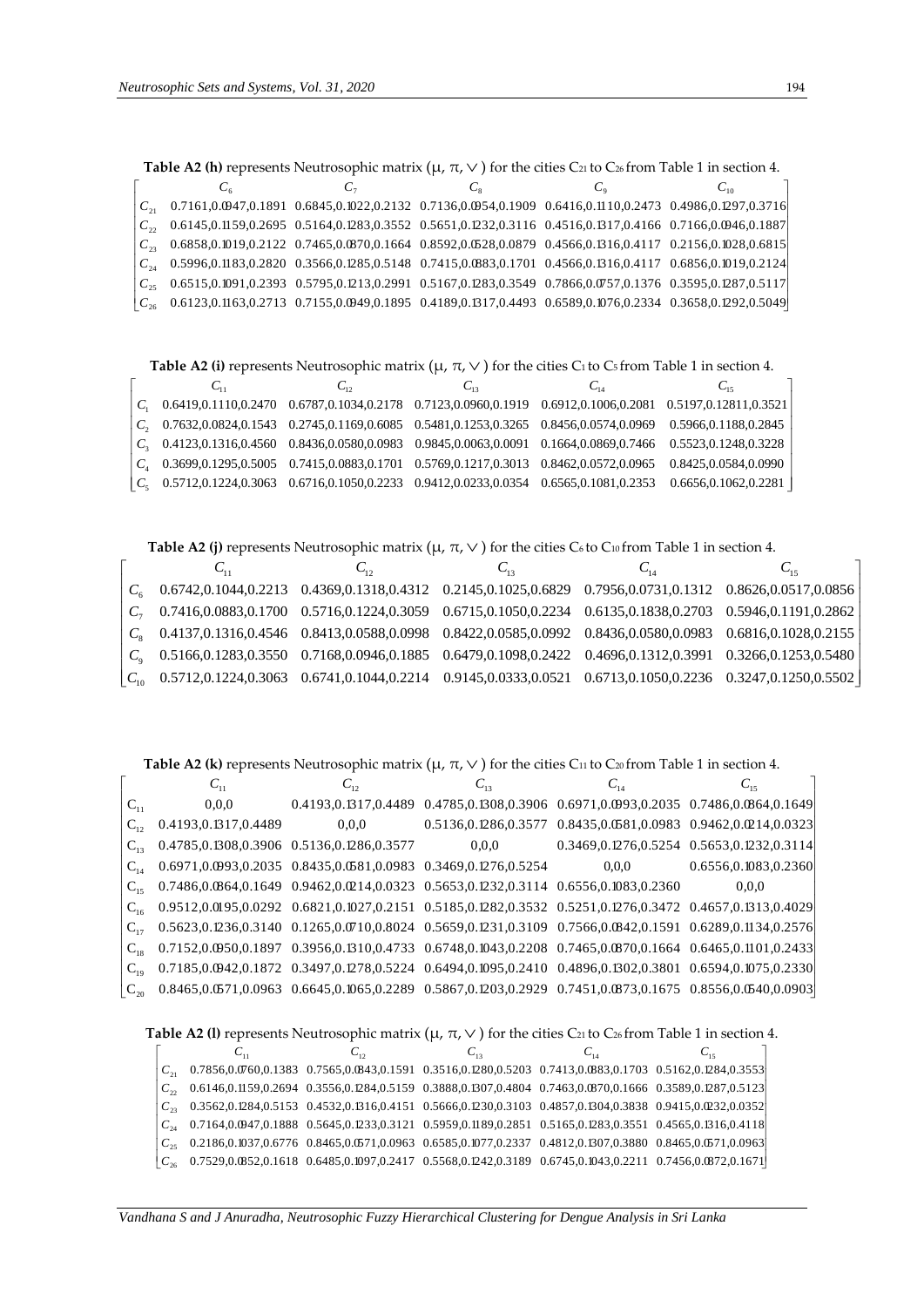**Table A2 (h)** represents Neutrosophic matrix (μ, π, ∨) for the cities $C_{21}$ to $C_{26}$ from Table 1 in section 4.

| | $C_6$ | $C_7$ | $C_8$ | $C_9$ | $C_{10}$ |
|---|---|---|---|---|---|
| $C_{21}$ | 0.7161,0.0947,0.1891 | 0.6845,0.1022,0.2132 | 0.7136,0.0954,0.1909 | 0.6416,0.1110,0.2473 | 0.4986,0.1297,0.3716 |
| $C_{22}$ | 0.6145,0.1159,0.2695 | 0.5164,0.1283,0.3552 | 0.5651,0.1232,0.3116 | 0.4516,0.1317,0.4166 | 0.7166,0.0946,0.1887 |
| $C_{23}$ | 0.6858,0.1019,0.2122 | 0.7465,0.0870,0.1664 | 0.8592,0.0528,0.0879 | 0.4566,0.1316,0.4117 | 0.2156,0.1028,0.6815 |
| $C_{24}$ | 0.5996,0.1183,0.2820 | 0.3566,0.1285,0.5148 | 0.7415,0.0883,0.1701 | 0.4566,0.1316,0.4117 | 0.6856,0.1019,0.2124 |
| $C_{25}$ | 0.6515,0.1091,0.2393 | 0.5795,0.1213,0.2991 | 0.5167,0.1283,0.3549 | 0.7866,0.0757,0.1376 | 0.3595,0.1287,0.5117 |
| $C_{26}$ | 0.6123,0.1163,0.2713 | 0.7155,0.0949,0.1895 | 0.4189,0.1317,0.4493 | 0.6589,0.1076,0.2334 | 0.3658,0.1292,0.5049 |

**Table A2 (i)** represents Neutrosophic matrix (μ, π, ∨) for the cities $C_1$ to $C_5$ from Table 1 in section 4.

| | $C_{11}$ | $C_{12}$ | $C_{13}$ | $C_{14}$ | $C_{15}$ |
|---|---|---|---|---|---|
| $C_1$ | 0.6419,0.1110,0.2470 | 0.6787,0.1034,0.2178 | 0.7123,0.0960,0.1919 | 0.6912,0.1006,0.2081 | 0.5197,0.12811,0.3521 |
| $C_2$ | 0.7632,0.0824,0.1543 | 0.2745,0.1169,0.6085 | 0.5481,0.1253,0.3265 | 0.8456,0.0574,0.0969 | 0.5966,0.1188,0.2845 |
| $C_3$ | 0.4123,0.1316,0.4560 | 0.8436,0.0580,0.0983 | 0.9845,0.0063,0.0091 | 0.1664,0.0869,0.7466 | 0.5523,0.1248,0.3228 |
| $C_4$ | 0.3699,0.1295,0.5005 | 0.7415,0.0883,0.1701 | 0.5769,0.1217,0.3013 | 0.8462,0.0572,0.0965 | 0.8425,0.0584,0.0990 |
| $C_5$ | 0.5712,0.1224,0.3063 | 0.6716,0.1050,0.2233 | 0.9412,0.0233,0.0354 | 0.6565,0.1081,0.2353 | 0.6656,0.1062,0.2281 |

**Table A2 (j)** represents Neutrosophic matrix (μ, π, ∨) for the cities $C_6$ to $C_{10}$ from Table 1 in section 4.

| | $C_{11}$ | $C_{12}$ | $C_{13}$ | $C_{14}$ | $C_{15}$ |
|---|---|---|---|---|---|
| $C_6$ | 0.6742,0.1044,0.2213 | 0.4369,0.1318,0.4312 | 0.2145,0.1025,0.6829 | 0.7956,0.0731,0.1312 | 0.8626,0.0517,0.0856 |
| $C_7$ | 0.7416,0.0883,0.1700 | 0.5716,0.1224,0.3059 | 0.6715,0.1050,0.2234 | 0.6135,0.1838,0.2703 | 0.5946,0.1191,0.2862 |
| $C_8$ | 0.4137,0.1316,0.4546 | 0.8413,0.0588,0.0998 | 0.8422,0.0585,0.0992 | 0.8436,0.0580,0.0983 | 0.6816,0.1028,0.2155 |
| $C_9$ | 0.5166,0.1283,0.3550 | 0.7168,0.0946,0.1885 | 0.6479,0.1098,0.2422 | 0.4696,0.1312,0.3991 | 0.3266,0.1253,0.5480 |
| $C_{10}$ | 0.5712,0.1224,0.3063 | 0.6741,0.1044,0.2214 | 0.9145,0.0333,0.0521 | 0.6713,0.1050,0.2236 | 0.3247,0.1250,0.5502 |

**Table A2 (k)** represents Neutrosophic matrix (μ, π, ∨) for the cities $C_{11}$ to $C_{20}$ from Table 1 in section 4.

| | $C_{11}$ | $C_{12}$ | $C_{13}$ | $C_{14}$ | $C_{15}$ |
|---|---|---|---|---|---|
| $C_{11}$ | 0,0,0 | 0.4193,0.1317,0.4489 | 0.4785,0.1308,0.3906 | 0.6971,0.0993,0.2035 | 0.7486,0.0864,0.1649 |
| $C_{12}$ | 0.4193,0.1317,0.4489 | 0,0,0 | 0.5136,0.1286,0.3577 | 0.8435,0.0581,0.0983 | 0.9462,0.0214,0.0323 |
| $C_{13}$ | 0.4785,0.1308,0.3906 | 0.5136,0.1286,0.3577 | 0,0,0 | 0.3469,0.1276,0.5254 | 0.5653,0.1232,0.3114 |
| $C_{14}$ | 0.6971,0.0993,0.2035 | 0.8435,0.0581,0.0983 | 0.3469,0.1276,0.5254 | 0,0,0 | 0.6556,0.1083,0.2360 |
| $C_{15}$ | 0.7486,0.0864,0.1649 | 0.9462,0.0214,0.0323 | 0.5653,0.1232,0.3114 | 0.6556,0.1083,0.2360 | 0,0,0 |
| $C_{16}$ | 0.9512,0.0195,0.0292 | 0.6821,0.1027,0.2151 | 0.5185,0.1282,0.3532 | 0.5251,0.1276,0.3472 | 0.4657,0.1313,0.4029 |
| $C_{17}$ | 0.5623,0.1236,0.3140 | 0.1265,0.0710,0.8024 | 0.5659,0.1231,0.3109 | 0.7566,0.0842,0.1591 | 0.6289,0.1134,0.2576 |
| $C_{18}$ | 0.7152,0.0950,0.1897 | 0.3956,0.1310,0.4733 | 0.6748,0.1043,0.2208 | 0.7465,0.0870,0.1664 | 0.6465,0.1101,0.2433 |
| $C_{19}$ | 0.7185,0.0942,0.1872 | 0.3497,0.1278,0.5224 | 0.6494,0.1095,0.2410 | 0.4896,0.1302,0.3801 | 0.6594,0.1075,0.2330 |
| $C_{20}$ | 0.8465,0.0571,0.0963 | 0.6645,0.1065,0.2289 | 0.5867,0.1203,0.2929 | 0.7451,0.0873,0.1675 | 0.8556,0.0540,0.0903 |

**Table A2 (l)** represents Neutrosophic matrix (μ, π, ∨) for the cities $C_{21}$ to $C_{26}$ from Table 1 in section 4.

| | $C_{11}$ | $C_{12}$ | $C_{13}$ | $C_{14}$ | $C_{15}$ |
|---|---|---|---|---|---|
| $C_{21}$ | 0.7856,0.0760,0.1383 | 0.7565,0.0843,0.1591 | 0.3516,0.1280,0.5203 | 0.7413,0.0883,0.1703 | 0.5162,0.1284,0.3553 |
| $C_{22}$ | 0.6146,0.1159,0.2694 | 0.3556,0.1284,0.5159 | 0.3888,0.1307,0.4804 | 0.7463,0.0870,0.1666 | 0.3589,0.1287,0.5123 |
| $C_{23}$ | 0.3562,0.1284,0.5153 | 0.4532,0.1316,0.4151 | 0.5666,0.1230,0.3103 | 0.4857,0.1304,0.3838 | 0.9415,0.0232,0.0352 |
| $C_{24}$ | 0.7164,0.0947,0.1888 | 0.5645,0.1233,0.3121 | 0.5959,0.1189,0.2851 | 0.5165,0.1283,0.3551 | 0.4565,0.1316,0.4118 |
| $C_{25}$ | 0.2186,0.1037,0.6776 | 0.8465,0.0571,0.0963 | 0.6585,0.1077,0.2337 | 0.4812,0.1307,0.3880 | 0.8465,0.0571,0.0963 |
| $C_{26}$ | 0.7529,0.0852,0.1618 | 0.6485,0.1097,0.2417 | 0.5568,0.1242,0.3189 | 0.6745,0.1043,0.2211 | 0.7456,0.0872,0.1671 |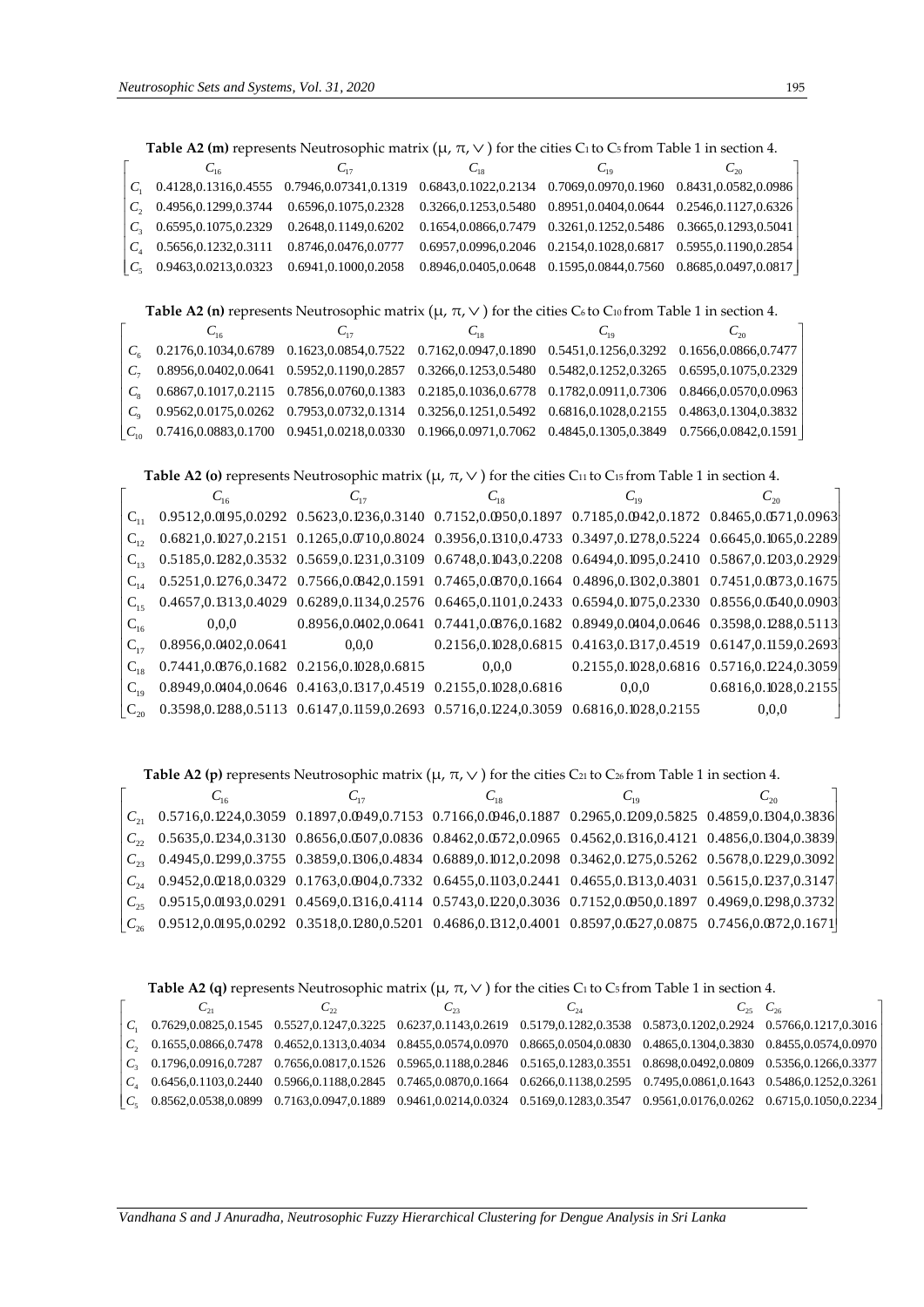**Table A2 (m)** represents Neutrosophic matrix (μ, π, ∨) for the cities C1 to C5 from Table 1 in section 4.

| | $C_{16}$ | $C_{17}$ | $C_{18}$ | $C_{19}$ | $C_{20}$ |
|---|---|---|---|---|---|
| $C_1$ | 0.4128,0.1316,0.4555 | 0.7946,0.07341,0.1319 | 0.6843,0.1022,0.2134 | 0.7069,0.0970,0.1960 | 0.8431,0.0582,0.0986 |
| $C_2$ | 0.4956,0.1299,0.3744 | 0.6596,0.1075,0.2328 | 0.3266,0.1253,0.5480 | 0.8951,0.0404,0.0644 | 0.2546,0.1127,0.6326 |
| $C_3$ | 0.6595,0.1075,0.2329 | 0.2648,0.1149,0.6202 | 0.1654,0.0866,0.7479 | 0.3261,0.1252,0.5486 | 0.3665,0.1293,0.5041 |
| $C_4$ | 0.5656,0.1232,0.3111 | 0.8746,0.0476,0.0777 | 0.6957,0.0996,0.2046 | 0.2154,0.1028,0.6817 | 0.5955,0.1190,0.2854 |
| $C_5$ | 0.9463,0.0213,0.0323 | 0.6941,0.1000,0.2058 | 0.8946,0.0405,0.0648 | 0.1595,0.0844,0.7560 | 0.8685,0.0497,0.0817 |

**Table A2 (n)** represents Neutrosophic matrix (μ, π, ∨) for the cities C6 to C10 from Table 1 in section 4.

| | $C_{16}$ | $C_{17}$ | $C_{18}$ | $C_{19}$ | $C_{20}$ |
|---|---|---|---|---|---|
| $C_6$ | 0.2176,0.1034,0.6789 | 0.1623,0.0854,0.7522 | 0.7162,0.0947,0.1890 | 0.5451,0.1256,0.3292 | 0.1656,0.0866,0.7477 |
| $C_7$ | 0.8956,0.0402,0.0641 | 0.5952,0.1190,0.2857 | 0.3266,0.1253,0.5480 | 0.5482,0.1252,0.3265 | 0.6595,0.1075,0.2329 |
| $C_8$ | 0.6867,0.1017,0.2115 | 0.7856,0.0760,0.1383 | 0.2185,0.1036,0.6778 | 0.1782,0.0911,0.7306 | 0.8466,0.0570,0.0963 |
| $C_9$ | 0.9562,0.0175,0.0262 | 0.7953,0.0732,0.1314 | 0.3256,0.1251,0.5492 | 0.6816,0.1028,0.2155 | 0.4863,0.1304,0.3832 |
| $C_{10}$ | 0.7416,0.0883,0.1700 | 0.9451,0.0218,0.0330 | 0.1966,0.0971,0.7062 | 0.4845,0.1305,0.3849 | 0.7566,0.0842,0.1591 |

**Table A2 (o)** represents Neutrosophic matrix (μ, π, ∨) for the cities C11 to C15 from Table 1 in section 4.

| | $C_{16}$ | $C_{17}$ | $C_{18}$ | $C_{19}$ | $C_{20}$ |
|---|---|---|---|---|---|
| $C_{11}$ | 0.9512,0.0195,0.0292 | 0.5623,0.1236,0.3140 | 0.7152,0.0950,0.1897 | 0.7185,0.0942,0.1872 | 0.8465,0.0571,0.0963 |
| $C_{12}$ | 0.6821,0.1027,0.2151 | 0.1265,0.0710,0.8024 | 0.3956,0.1310,0.4733 | 0.3497,0.1278,0.5224 | 0.6645,0.1065,0.2289 |
| $C_{13}$ | 0.5185,0.1282,0.3532 | 0.5659,0.1231,0.3109 | 0.6748,0.1043,0.2208 | 0.6494,0.1095,0.2410 | 0.5867,0.1203,0.2929 |
| $C_{14}$ | 0.5251,0.1276,0.3472 | 0.7566,0.0842,0.1591 | 0.7465,0.0870,0.1664 | 0.4896,0.1302,0.3801 | 0.7451,0.0873,0.1675 |
| $C_{15}$ | 0.4657,0.1313,0.4029 | 0.6289,0.1134,0.2576 | 0.6465,0.1101,0.2433 | 0.6594,0.1075,0.2330 | 0.8556,0.0540,0.0903 |
| $C_{16}$ | 0,0,0 | 0.8956,0.0402,0.0641 | 0.7441,0.0876,0.1682 | 0.8949,0.0404,0.0646 | 0.3598,0.1288,0.5113 |
| $C_{17}$ | 0.8956,0.0402,0.0641 | 0,0,0 | 0.2156,0.1028,0.6815 | 0.4163,0.1317,0.4519 | 0.6147,0.1159,0.2693 |
| $C_{18}$ | 0.7441,0.0876,0.1682 | 0.2156,0.1028,0.6815 | 0,0,0 | 0.2155,0.1028,0.6816 | 0.5716,0.1224,0.3059 |
| $C_{19}$ | 0.8949,0.0404,0.0646 | 0.4163,0.1317,0.4519 | 0.2155,0.1028,0.6816 | 0,0,0 | 0.6816,0.1028,0.2155 |
| $C_{20}$ | 0.3598,0.1288,0.5113 | 0.6147,0.1159,0.2693 | 0.5716,0.1224,0.3059 | 0.6816,0.1028,0.2155 | 0,0,0 |

**Table A2 (p)** represents Neutrosophic matrix (μ, π, ∨) for the cities C21 to C26 from Table 1 in section 4.

| | $C_{16}$ | $C_{17}$ | $C_{18}$ | $C_{19}$ | $C_{20}$ |
|---|---|---|---|---|---|
| $C_{21}$ | 0.5716,0.1224,0.3059 | 0.1897,0.0949,0.7153 | 0.7166,0.0946,0.1887 | 0.2965,0.1209,0.5825 | 0.4859,0.1304,0.3836 |
| $C_{22}$ | 0.5635,0.1234,0.3130 | 0.8656,0.0507,0.0836 | 0.8462,0.0572,0.0965 | 0.4562,0.1316,0.4121 | 0.4856,0.1304,0.3839 |
| $C_{23}$ | 0.4945,0.1299,0.3755 | 0.3859,0.1306,0.4834 | 0.6889,0.1012,0.2098 | 0.3462,0.1275,0.5262 | 0.5678,0.1229,0.3092 |
| $C_{24}$ | 0.9452,0.0218,0.0329 | 0.1763,0.0904,0.7332 | 0.6455,0.1103,0.2441 | 0.4655,0.1313,0.4031 | 0.5615,0.1237,0.3147 |
| $C_{25}$ | 0.9515,0.0193,0.0291 | 0.4569,0.1316,0.4114 | 0.5743,0.1220,0.3036 | 0.7152,0.0950,0.1897 | 0.4969,0.1298,0.3732 |
| $C_{26}$ | 0.9512,0.0195,0.0292 | 0.3518,0.1280,0.5201 | 0.4686,0.1312,0.4001 | 0.8597,0.0527,0.0875 | 0.7456,0.0872,0.1671 |

**Table A2 (q)** represents Neutrosophic matrix (μ, π, ∨) for the cities C1 to C5 from Table 1 in section 4.

| | $C_{21}$ | $C_{22}$ | $C_{23}$ | $C_{24}$ | $C_{25}$ | $C_{26}$ |
|---|---|---|---|---|---|---|
| $C_1$ | 0.7629,0.0825,0.1545 | 0.5527,0.1247,0.3225 | 0.6237,0.1143,0.2619 | 0.5179,0.1282,0.3538 | 0.5873,0.1202,0.2924 | 0.5766,0.1217,0.3016 |
| $C_2$ | 0.1655,0.0866,0.7478 | 0.4652,0.1313,0.4034 | 0.8455,0.0574,0.0970 | 0.8665,0.0504,0.0830 | 0.4865,0.1304,0.3830 | 0.8455,0.0574,0.0970 |
| $C_3$ | 0.1796,0.0916,0.7287 | 0.7656,0.0817,0.1526 | 0.5965,0.1188,0.2846 | 0.5165,0.1283,0.3551 | 0.8698,0.0492,0.0809 | 0.5356,0.1266,0.3377 |
| $C_4$ | 0.6456,0.1103,0.2440 | 0.5966,0.1188,0.2845 | 0.7465,0.0870,0.1664 | 0.6266,0.1138,0.2595 | 0.7495,0.0861,0.1643 | 0.5486,0.1252,0.3261 |
| $C_5$ | 0.8562,0.0538,0.0899 | 0.7163,0.0947,0.1889 | 0.9461,0.0214,0.0324 | 0.5169,0.1283,0.3547 | 0.9561,0.0176,0.0262 | 0.6715,0.1050,0.2234 |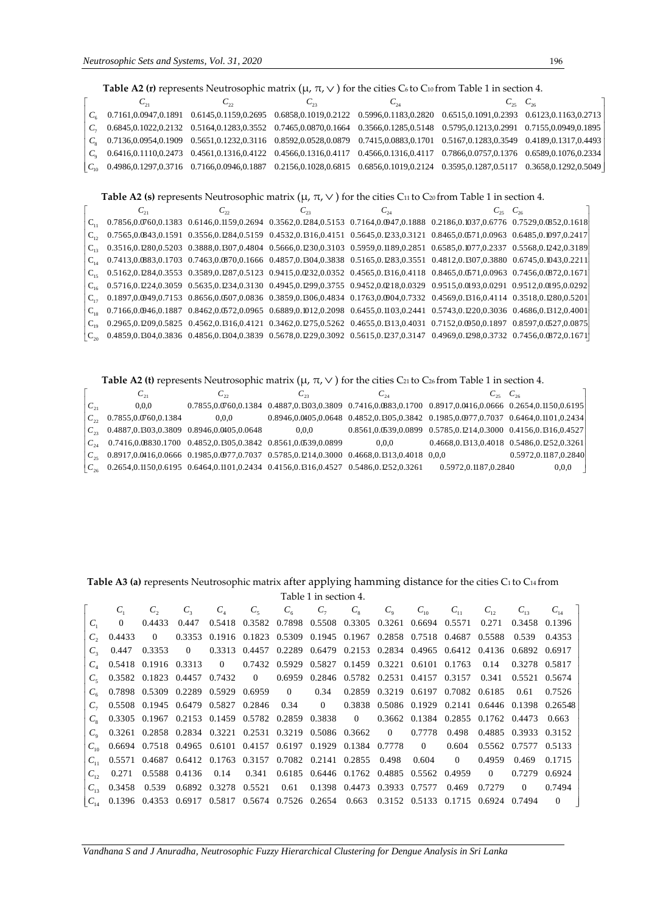**Table A2 (r)** represents Neutrosophic matrix (μ, π, ∨) for the cities $C_6$ to $C_{10}$ from Table 1 in section 4.

| | $C_{21}$ | $C_{22}$ | $C_{23}$ | $C_{24}$ | $C_{25}$ | $C_{26}$ |
|---|---|---|---|---|---|---|
| $C_6$ | 0.7161,0.0947,0.1891 | 0.6145,0.1159,0.2695 | 0.6858,0.1019,0.2122 | 0.5996,0.1183,0.2820 | 0.6515,0.1091,0.2393 | 0.6123,0.1163,0.2713 |
| $C_7$ | 0.6845,0.1022,0.2132 | 0.5164,0.1283,0.3552 | 0.7465,0.0870,0.1664 | 0.3566,0.1285,0.5148 | 0.5795,0.1213,0.2991 | 0.7155,0.0949,0.1895 |
| $C_8$ | 0.7136,0.0954,0.1909 | 0.5651,0.1232,0.3116 | 0.8592,0.0528,0.0879 | 0.7415,0.0883,0.1701 | 0.5167,0.1283,0.3549 | 0.4189,0.1317,0.4493 |
| $C_9$ | 0.6416,0.1110,0.2473 | 0.4561,0.1316,0.4122 | 0.4566,0.1316,0.4117 | 0.4566,0.1316,0.4117 | 0.7866,0.0757,0.1376 | 0.6589,0.1076,0.2334 |
| $C_{10}$ | 0.4986,0.1297,0.3716 | 0.7166,0.0946,0.1887 | 0.2156,0.1028,0.6815 | 0.6856,0.1019,0.2124 | 0.3595,0.1287,0.5117 | 0.3658,0.1292,0.5049 |

**Table A2 (s)** represents Neutrosophic matrix (μ, π, ∨) for the cities $C_{11}$ to $C_{20}$ from Table 1 in section 4.

| | $C_{21}$ | $C_{22}$ | $C_{23}$ | $C_{24}$ | $C_{25}$ | $C_{26}$ |
|---|---|---|---|---|---|---|
| $C_{11}$ | 0.7856,0.0760,0.1383 | 0.6146,0.1159,0.2694 | 0.3562,0.1284,0.5153 | 0.7164,0.0947,0.1888 | 0.2186,0.1037,0.6776 | 0.7529,0.0852,0.1618 |
| $C_{12}$ | 0.7565,0.0843,0.1591 | 0.3556,0.1284,0.5159 | 0.4532,0.1316,0.4151 | 0.5645,0.1233,0.3121 | 0.8465,0.0571,0.0963 | 0.6485,0.1097,0.2417 |
| $C_{13}$ | 0.3516,0.1280,0.5203 | 0.3888,0.1307,0.4804 | 0.5666,0.1230,0.3103 | 0.5959,0.1189,0.2851 | 0.6585,0.1077,0.2337 | 0.5568,0.1242,0.3189 |
| $C_{14}$ | 0.7413,0.0883,0.1703 | 0.7463,0.0870,0.1666 | 0.4857,0.1304,0.3838 | 0.5165,0.1283,0.3551 | 0.4812,0.1307,0.3880 | 0.6745,0.1043,0.2211 |
| $C_{15}$ | 0.5162,0.1284,0.3553 | 0.3589,0.1287,0.5123 | 0.9415,0.0232,0.0352 | 0.4565,0.1316,0.4118 | 0.8465,0.0571,0.0963 | 0.7456,0.0872,0.1671 |
| $C_{16}$ | 0.5716,0.1224,0.3059 | 0.5635,0.1234,0.3130 | 0.4945,0.1299,0.3755 | 0.9452,0.0218,0.0329 | 0.9515,0.0193,0.0291 | 0.9512,0.0195,0.0292 |
| $C_{17}$ | 0.1897,0.0949,0.7153 | 0.8656,0.0507,0.0836 | 0.3859,0.1306,0.4834 | 0.1763,0.0904,0.7332 | 0.4569,0.1316,0.4114 | 0.3518,0.1280,0.5201 |
| $C_{18}$ | 0.7166,0.0946,0.1887 | 0.8462,0.0572,0.0965 | 0.6889,0.1012,0.2098 | 0.6455,0.1103,0.2441 | 0.5743,0.1220,0.3036 | 0.4686,0.1312,0.4001 |
| $C_{19}$ | 0.2965,0.1209,0.5825 | 0.4562,0.1316,0.4121 | 0.3462,0.1275,0.5262 | 0.4655,0.1313,0.4031 | 0.7152,0.0950,0.1897 | 0.8597,0.0527,0.0875 |
| $C_{20}$ | 0.4859,0.1304,0.3836 | 0.4856,0.1304,0.3839 | 0.5678,0.1229,0.3092 | 0.5615,0.1237,0.3147 | 0.4969,0.1298,0.3732 | 0.7456,0.0872,0.1671 |

**Table A2 (t)** represents Neutrosophic matrix (μ, π, ∨) for the cities $C_{21}$ to $C_{26}$ from Table 1 in section 4.

| | $C_{21}$ | $C_{22}$ | $C_{23}$ | $C_{24}$ | $C_{25}$ | $C_{26}$ |
|---|---|---|---|---|---|---|
| $C_{21}$ | 0,0,0 | 0.7855,0.0760,0.1384 | 0.4887,0.1303,0.3809 | 0.7416,0.0883,0.1700 | 0.8917,0.0416,0.0666 | 0.2654,0.1150,0.6195 |
| $C_{22}$ | 0.7855,0.0760,0.1384 | 0,0,0 | 0.8946,0.0405,0.0648 | 0.4852,0.1305,0.3842 | 0.1985,0.0977,0.7037 | 0.6464,0.1101,0.2434 |
| $C_{23}$ | 0.4887,0.1303,0.3809 | 0.8946,0.0405,0.0648 | 0,0,0 | 0.8561,0.0539,0.0899 | 0.5785,0.1214,0.3000 | 0.4156,0.1316,0.4527 |
| $C_{24}$ | 0.7416,0.08830.1700 | 0.4852,0.1305,0.3842 | 0.8561,0.0539,0.0899 | 0,0,0 | 0.4668,0.1313,0.4018 | 0.5486,0.1252,0.3261 |
| $C_{25}$ | 0.8917,0.0416,0.0666 | 0.1985,0.0977,0.7037 | 0.5785,0.1214,0.3000 | 0.4668,0.1313,0.4018 | 0,0,0 | 0.5972,0.1187,0.2840 |
| $C_{26}$ | 0.2654,0.1150,0.6195 | 0.6464,0.1101,0.2434 | 0.4156,0.1316,0.4527 | 0.5486,0.1252,0.3261 | 0.5972,0.1187,0.2840 | 0,0,0 |

**Table A3 (a)** represents Neutrosophic matrix after applying hamming distance for the cities $C_1$ to $C_{14}$ from Table 1 in section 4.

| | $C_1$ | $C_2$ | $C_3$ | $C_4$ | $C_5$ | $C_6$ | $C_7$ | $C_8$ | $C_9$ | $C_{10}$ | $C_{11}$ | $C_{12}$ | $C_{13}$ | $C_{14}$ |
|---|---|---|---|---|---|---|---|---|---|---|---|---|---|---|
| $C_1$ | 0 | 0.4433 | 0.447 | 0.5418 | 0.3582 | 0.7898 | 0.5508 | 0.3305 | 0.3261 | 0.6694 | 0.5571 | 0.271 | 0.3458 | 0.1396 |
| $C_2$ | 0.4433 | 0 | 0.3353 | 0.1916 | 0.1823 | 0.5309 | 0.1945 | 0.1967 | 0.2858 | 0.7518 | 0.4687 | 0.5588 | 0.539 | 0.4353 |
| $C_3$ | 0.447 | 0.3353 | 0 | 0.3313 | 0.4457 | 0.2289 | 0.6479 | 0.2153 | 0.2834 | 0.4965 | 0.6412 | 0.4136 | 0.6892 | 0.6917 |
| $C_4$ | 0.5418 | 0.1916 | 0.3313 | 0 | 0.7432 | 0.5929 | 0.5827 | 0.1459 | 0.3221 | 0.6101 | 0.1763 | 0.14 | 0.3278 | 0.5817 |
| $C_5$ | 0.3582 | 0.1823 | 0.4457 | 0.7432 | 0 | 0.6959 | 0.2846 | 0.5782 | 0.2531 | 0.4157 | 0.3157 | 0.341 | 0.5521 | 0.5674 |
| $C_6$ | 0.7898 | 0.5309 | 0.2289 | 0.5929 | 0.6959 | 0 | 0.34 | 0.2859 | 0.3219 | 0.6197 | 0.7082 | 0.6185 | 0.61 | 0.7526 |
| $C_7$ | 0.5508 | 0.1945 | 0.6479 | 0.5827 | 0.2846 | 0.34 | 0 | 0.3838 | 0.5086 | 0.1929 | 0.2141 | 0.6446 | 0.1398 | 0.26548 |
| $C_8$ | 0.3305 | 0.1967 | 0.2153 | 0.1459 | 0.5782 | 0.2859 | 0.3838 | 0 | 0.3662 | 0.1384 | 0.2855 | 0.1762 | 0.4473 | 0.663 |
| $C_9$ | 0.3261 | 0.2858 | 0.2834 | 0.3221 | 0.2531 | 0.3219 | 0.5086 | 0.3662 | 0 | 0.7778 | 0.498 | 0.4885 | 0.3933 | 0.3152 |
| $C_{10}$ | 0.6694 | 0.7518 | 0.4965 | 0.6101 | 0.4157 | 0.6197 | 0.1929 | 0.1384 | 0.7778 | 0 | 0.604 | 0.5562 | 0.7577 | 0.5133 |
| $C_{11}$ | 0.5571 | 0.4687 | 0.6412 | 0.1763 | 0.3157 | 0.7082 | 0.2141 | 0.2855 | 0.498 | 0.604 | 0 | 0.4959 | 0.469 | 0.1715 |
| $C_{12}$ | 0.271 | 0.5588 | 0.4136 | 0.14 | 0.341 | 0.6185 | 0.6446 | 0.1762 | 0.4885 | 0.5562 | 0.4959 | 0 | 0.7279 | 0.6924 |
| $C_{13}$ | 0.3458 | 0.539 | 0.6892 | 0.3278 | 0.5521 | 0.61 | 0.1398 | 0.4473 | 0.3933 | 0.7577 | 0.469 | 0.7279 | 0 | 0.7494 |
| $C_{14}$ | 0.1396 | 0.4353 | 0.6917 | 0.5817 | 0.5674 | 0.7526 | 0.2654 | 0.663 | 0.3152 | 0.5133 | 0.1715 | 0.6924 | 0.7494 | 0 |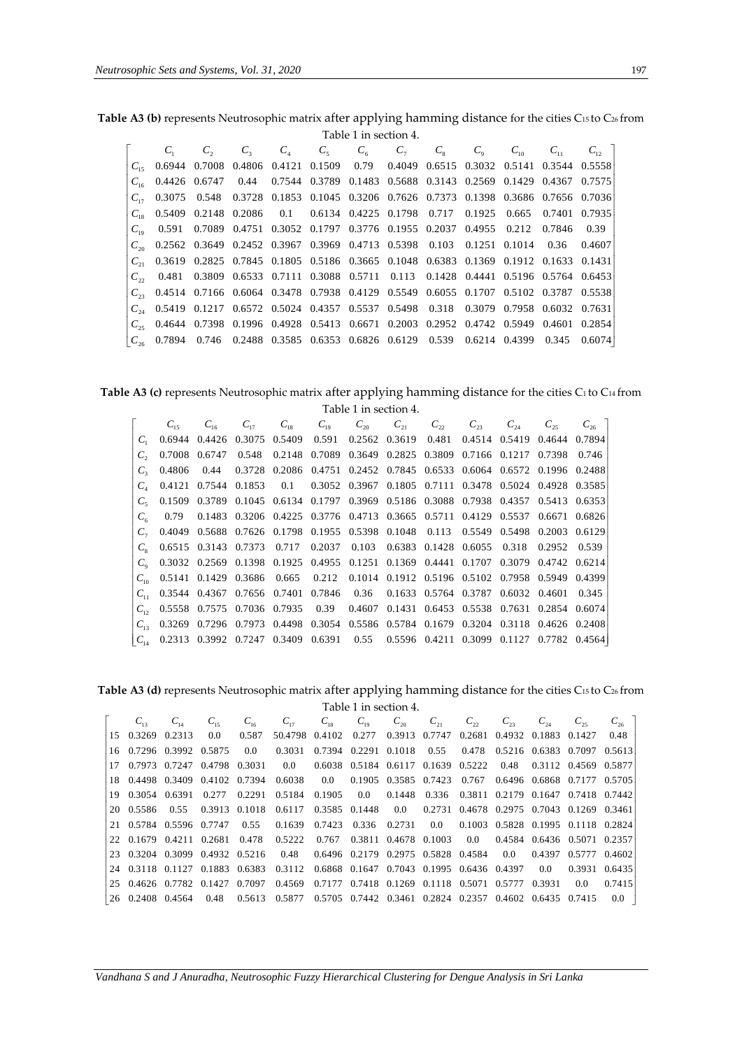**Table A3 (b)** represents Neutrosophic matrix after applying hamming distance for the cities $C_{15}$ to $C_{26}$ from Table 1 in section 4.

| | $C_1$ | $C_2$ | $C_3$ | $C_4$ | $C_5$ | $C_6$ | $C_7$ | $C_8$ | $C_9$ | $C_{10}$ | $C_{11}$ | $C_{12}$ |
|---|---|---|---|---|---|---|---|---|---|---|---|---|
| $C_{15}$ | 0.6944 | 0.7008 | 0.4806 | 0.4121 | 0.1509 | 0.79 | 0.4049 | 0.6515 | 0.3032 | 0.5141 | 0.3544 | 0.5558 |
| $C_{16}$ | 0.4426 | 0.6747 | 0.44 | 0.7544 | 0.3789 | 0.1483 | 0.5688 | 0.3143 | 0.2569 | 0.1429 | 0.4367 | 0.7575 |
| $C_{17}$ | 0.3075 | 0.548 | 0.3728 | 0.1853 | 0.1045 | 0.3206 | 0.7626 | 0.7373 | 0.1398 | 0.3686 | 0.7656 | 0.7036 |
| $C_{18}$ | 0.5409 | 0.2148 | 0.2086 | 0.1 | 0.6134 | 0.4225 | 0.1798 | 0.717 | 0.1925 | 0.665 | 0.7401 | 0.7935 |
| $C_{19}$ | 0.591 | 0.7089 | 0.4751 | 0.3052 | 0.1797 | 0.3776 | 0.1955 | 0.2037 | 0.4955 | 0.212 | 0.7846 | 0.39 |
| $C_{20}$ | 0.2562 | 0.3649 | 0.2452 | 0.3967 | 0.3969 | 0.4713 | 0.5398 | 0.103 | 0.1251 | 0.1014 | 0.36 | 0.4607 |
| $C_{21}$ | 0.3619 | 0.2825 | 0.7845 | 0.1805 | 0.5186 | 0.3665 | 0.1048 | 0.6383 | 0.1369 | 0.1912 | 0.1633 | 0.1431 |
| $C_{22}$ | 0.481 | 0.3809 | 0.6533 | 0.7111 | 0.3088 | 0.5711 | 0.113 | 0.1428 | 0.4441 | 0.5196 | 0.5764 | 0.6453 |
| $C_{23}$ | 0.4514 | 0.7166 | 0.6064 | 0.3478 | 0.7938 | 0.4129 | 0.5549 | 0.6055 | 0.1707 | 0.5102 | 0.3787 | 0.5538 |
| $C_{24}$ | 0.5419 | 0.1217 | 0.6572 | 0.5024 | 0.4357 | 0.5537 | 0.5498 | 0.318 | 0.3079 | 0.7958 | 0.6032 | 0.7631 |
| $C_{25}$ | 0.4644 | 0.7398 | 0.1996 | 0.4928 | 0.5413 | 0.6671 | 0.2003 | 0.2952 | 0.4742 | 0.5949 | 0.4601 | 0.2854 |
| $C_{26}$ | 0.7894 | 0.746 | 0.2488 | 0.3585 | 0.6353 | 0.6826 | 0.6129 | 0.539 | 0.6214 | 0.4399 | 0.345 | 0.6074 |

**Table A3 (c)** represents Neutrosophic matrix after applying hamming distance for the cities $C_1$ to $C_{14}$ from Table 1 in section 4.

| | $C_{15}$ | $C_{16}$ | $C_{17}$ | $C_{18}$ | $C_{19}$ | $C_{20}$ | $C_{21}$ | $C_{22}$ | $C_{23}$ | $C_{24}$ | $C_{25}$ | $C_{26}$ |
|---|---|---|---|---|---|---|---|---|---|---|---|---|
| $C_1$ | 0.6944 | 0.4426 | 0.3075 | 0.5409 | 0.591 | 0.2562 | 0.3619 | 0.481 | 0.4514 | 0.5419 | 0.4644 | 0.7894 |
| $C_2$ | 0.7008 | 0.6747 | 0.548 | 0.2148 | 0.7089 | 0.3649 | 0.2825 | 0.3809 | 0.7166 | 0.1217 | 0.7398 | 0.746 |
| $C_3$ | 0.4806 | 0.44 | 0.3728 | 0.2086 | 0.4751 | 0.2452 | 0.7845 | 0.6533 | 0.6064 | 0.6572 | 0.1996 | 0.2488 |
| $C_4$ | 0.4121 | 0.7544 | 0.1853 | 0.1 | 0.3052 | 0.3967 | 0.1805 | 0.7111 | 0.3478 | 0.5024 | 0.4928 | 0.3585 |
| $C_5$ | 0.1509 | 0.3789 | 0.1045 | 0.6134 | 0.1797 | 0.3969 | 0.5186 | 0.3088 | 0.7938 | 0.4357 | 0.5413 | 0.6353 |
| $C_6$ | 0.79 | 0.1483 | 0.3206 | 0.4225 | 0.3776 | 0.4713 | 0.3665 | 0.5711 | 0.4129 | 0.5537 | 0.6671 | 0.6826 |
| $C_7$ | 0.4049 | 0.5688 | 0.7626 | 0.1798 | 0.1955 | 0.5398 | 0.1048 | 0.113 | 0.5549 | 0.5498 | 0.2003 | 0.6129 |
| $C_8$ | 0.6515 | 0.3143 | 0.7373 | 0.717 | 0.2037 | 0.103 | 0.6383 | 0.1428 | 0.6055 | 0.318 | 0.2952 | 0.539 |
| $C_9$ | 0.3032 | 0.2569 | 0.1398 | 0.1925 | 0.4955 | 0.1251 | 0.1369 | 0.4441 | 0.1707 | 0.3079 | 0.4742 | 0.6214 |
| $C_{10}$ | 0.5141 | 0.1429 | 0.3686 | 0.665 | 0.212 | 0.1014 | 0.1912 | 0.5196 | 0.5102 | 0.7958 | 0.5949 | 0.4399 |
| $C_{11}$ | 0.3544 | 0.4367 | 0.7656 | 0.7401 | 0.7846 | 0.36 | 0.1633 | 0.5764 | 0.3787 | 0.6032 | 0.4601 | 0.345 |
| $C_{12}$ | 0.5558 | 0.7575 | 0.7036 | 0.7935 | 0.39 | 0.4607 | 0.1431 | 0.6453 | 0.5538 | 0.7631 | 0.2854 | 0.6074 |
| $C_{13}$ | 0.3269 | 0.7296 | 0.7973 | 0.4498 | 0.3054 | 0.5586 | 0.5784 | 0.1679 | 0.3204 | 0.3118 | 0.4626 | 0.2408 |
| $C_{14}$ | 0.2313 | 0.3992 | 0.7247 | 0.3409 | 0.6391 | 0.55 | 0.5596 | 0.4211 | 0.3099 | 0.1127 | 0.7782 | 0.4564 |

**Table A3 (d)** represents Neutrosophic matrix after applying hamming distance for the cities $C_{15}$ to $C_{26}$ from Table 1 in section 4.

| | $C_{13}$ | $C_{14}$ | $C_{15}$ | $C_{16}$ | $C_{17}$ | $C_{18}$ | $C_{19}$ | $C_{20}$ | $C_{21}$ | $C_{22}$ | $C_{23}$ | $C_{24}$ | $C_{25}$ | $C_{26}$ |
|---|---|---|---|---|---|---|---|---|---|---|---|---|---|---|
| 15 | 0.3269 | 0.2313 | 0.0 | 0.587 | 50.4798 | 0.4102 | 0.277 | 0.3913 | 0.7747 | 0.2681 | 0.4932 | 0.1883 | 0.1427 | 0.48 |
| 16 | 0.7296 | 0.3992 | 0.5875 | 0.0 | 0.3031 | 0.7394 | 0.2291 | 0.1018 | 0.55 | 0.478 | 0.5216 | 0.6383 | 0.7097 | 0.5613 |
| 17 | 0.7973 | 0.7247 | 0.4798 | 0.3031 | 0.0 | 0.6038 | 0.5184 | 0.6117 | 0.1639 | 0.5222 | 0.48 | 0.3112 | 0.4569 | 0.5877 |
| 18 | 0.4498 | 0.3409 | 0.4102 | 0.7394 | 0.6038 | 0.0 | 0.1905 | 0.3585 | 0.7423 | 0.767 | 0.6496 | 0.6868 | 0.7177 | 0.5705 |
| 19 | 0.3054 | 0.6391 | 0.277 | 0.2291 | 0.5184 | 0.1905 | 0.0 | 0.1448 | 0.336 | 0.3811 | 0.2179 | 0.1647 | 0.7418 | 0.7442 |
| 20 | 0.5586 | 0.55 | 0.3913 | 0.1018 | 0.6117 | 0.3585 | 0.1448 | 0.0 | 0.2731 | 0.4678 | 0.2975 | 0.7043 | 0.1269 | 0.3461 |
| 21 | 0.5784 | 0.5596 | 0.7747 | 0.55 | 0.1639 | 0.7423 | 0.336 | 0.2731 | 0.0 | 0.1003 | 0.5828 | 0.1995 | 0.1118 | 0.2824 |
| 22 | 0.1679 | 0.4211 | 0.2681 | 0.478 | 0.5222 | 0.767 | 0.3811 | 0.4678 | 0.1003 | 0.0 | 0.4584 | 0.6436 | 0.5071 | 0.2357 |
| 23 | 0.3204 | 0.3099 | 0.4932 | 0.5216 | 0.48 | 0.6496 | 0.2179 | 0.2975 | 0.5828 | 0.4584 | 0.0 | 0.4397 | 0.5777 | 0.4602 |
| 24 | 0.3118 | 0.1127 | 0.1883 | 0.6383 | 0.3112 | 0.6868 | 0.1647 | 0.7043 | 0.1995 | 0.6436 | 0.4397 | 0.0 | 0.3931 | 0.6435 |
| 25 | 0.4626 | 0.7782 | 0.1427 | 0.7097 | 0.4569 | 0.7177 | 0.7418 | 0.1269 | 0.1118 | 0.5071 | 0.5777 | 0.3931 | 0.0 | 0.7415 |
| 26 | 0.2408 | 0.4564 | 0.48 | 0.5613 | 0.5877 | 0.5705 | 0.7442 | 0.3461 | 0.2824 | 0.2357 | 0.4602 | 0.6435 | 0.7415 | 0.0 |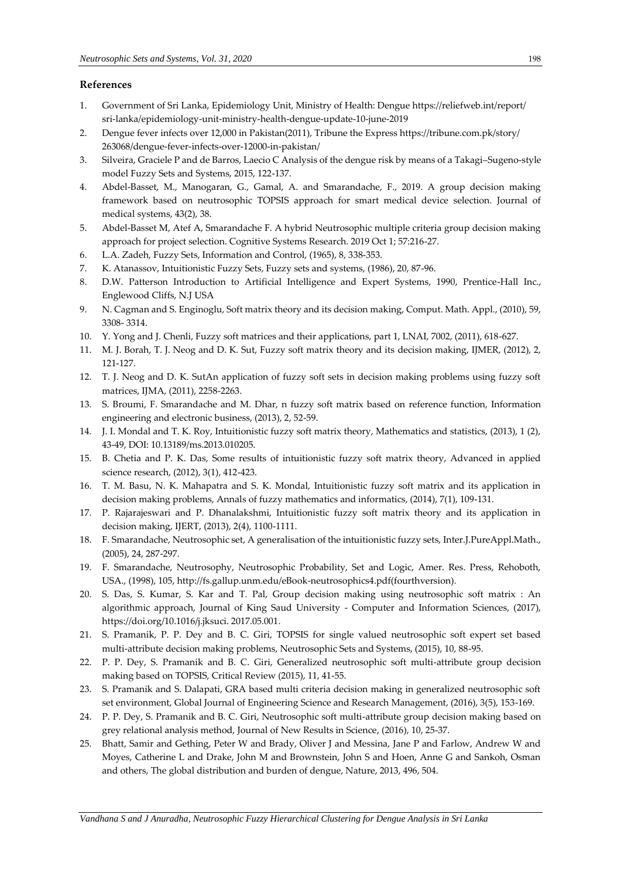## References

1. Government of Sri Lanka, Epidemiology Unit, Ministry of Health: Dengue https://reliefweb.int/report/sri-lanka/epidemiology-unit-ministry-health-dengue-update-10-june-2019
2. Dengue fever infects over 12,000 in Pakistan(2011), Tribune the Express https://tribune.com.pk/story/263068/dengue-fever-infects-over-12000-in-pakistan/
3. Silveira, Graciele P and de Barros, Laecio C Analysis of the dengue risk by means of a Takagi–Sugeno-style model Fuzzy Sets and Systems, 2015, 122-137.
4. Abdel-Basset, M., Manogaran, G., Gamal, A. and Smarandache, F., 2019. A group decision making framework based on neutrosophic TOPSIS approach for smart medical device selection. Journal of medical systems, 43(2), 38.
5. Abdel-Basset M, Atef A, Smarandache F. A hybrid Neutrosophic multiple criteria group decision making approach for project selection. Cognitive Systems Research. 2019 Oct 1; 57:216-27.
6. L.A. Zadeh, Fuzzy Sets, Information and Control, (1965), 8, 338-353.
7. K. Atanassov, Intuitionistic Fuzzy Sets, Fuzzy sets and systems, (1986), 20, 87-96.
8. D.W. Patterson Introduction to Artificial Intelligence and Expert Systems, 1990, Prentice-Hall Inc., Englewood Cliffs, N.J USA
9. N. Cagman and S. Enginoglu, Soft matrix theory and its decision making, Comput. Math. Appl., (2010), 59, 3308- 3314.
10. Y. Yong and J. Chenli, Fuzzy soft matrices and their applications, part 1, LNAI, 7002, (2011), 618-627.
11. M. J. Borah, T. J. Neog and D. K. Sut, Fuzzy soft matrix theory and its decision making, IJMER, (2012), 2, 121-127.
12. T. J. Neog and D. K. SutAn application of fuzzy soft sets in decision making problems using fuzzy soft matrices, IJMA, (2011), 2258-2263.
13. S. Broumi, F. Smarandache and M. Dhar, n fuzzy soft matrix based on reference function, Information engineering and electronic business, (2013), 2, 52-59.
14. J. I. Mondal and T. K. Roy, Intuitionistic fuzzy soft matrix theory, Mathematics and statistics, (2013), 1 (2), 43-49, DOI: 10.13189/ms.2013.010205.
15. B. Chetia and P. K. Das, Some results of intuitionistic fuzzy soft matrix theory, Advanced in applied science research, (2012), 3(1), 412-423.
16. T. M. Basu, N. K. Mahapatra and S. K. Mondal, Intuitionistic fuzzy soft matrix and its application in decision making problems, Annals of fuzzy mathematics and informatics, (2014), 7(1), 109-131.
17. P. Rajarajeswari and P. Dhanalakshmi, Intuitionistic fuzzy soft matrix theory and its application in decision making, IJERT, (2013), 2(4), 1100-1111.
18. F. Smarandache, Neutrosophic set, A generalisation of the intuitionistic fuzzy sets, Inter.J.PureAppl.Math., (2005), 24, 287-297.
19. F. Smarandache, Neutrosophy, Neutrosophic Probability, Set and Logic, Amer. Res. Press, Rehoboth, USA., (1998), 105, http://fs.gallup.unm.edu/eBook-neutrosophics4.pdf(fourthversion).
20. S. Das, S. Kumar, S. Kar and T. Pal, Group decision making using neutrosophic soft matrix : An algorithmic approach, Journal of King Saud University - Computer and Information Sciences, (2017), https://doi.org/10.1016/j.jksuci. 2017.05.001.
21. S. Pramanik, P. P. Dey and B. C. Giri, TOPSIS for single valued neutrosophic soft expert set based multi-attribute decision making problems, Neutrosophic Sets and Systems, (2015), 10, 88-95.
22. P. P. Dey, S. Pramanik and B. C. Giri, Generalized neutrosophic soft multi-attribute group decision making based on TOPSIS, Critical Review (2015), 11, 41-55.
23. S. Pramanik and S. Dalapati, GRA based multi criteria decision making in generalized neutrosophic soft set environment, Global Journal of Engineering Science and Research Management, (2016), 3(5), 153-169.
24. P. P. Dey, S. Pramanik and B. C. Giri, Neutrosophic soft multi-attribute group decision making based on grey relational analysis method, Journal of New Results in Science, (2016), 10, 25-37.
25. Bhatt, Samir and Gething, Peter W and Brady, Oliver J and Messina, Jane P and Farlow, Andrew W and Moyes, Catherine L and Drake, John M and Brownstein, John S and Hoen, Anne G and Sankoh, Osman and others, The global distribution and burden of dengue, Nature, 2013, 496, 504.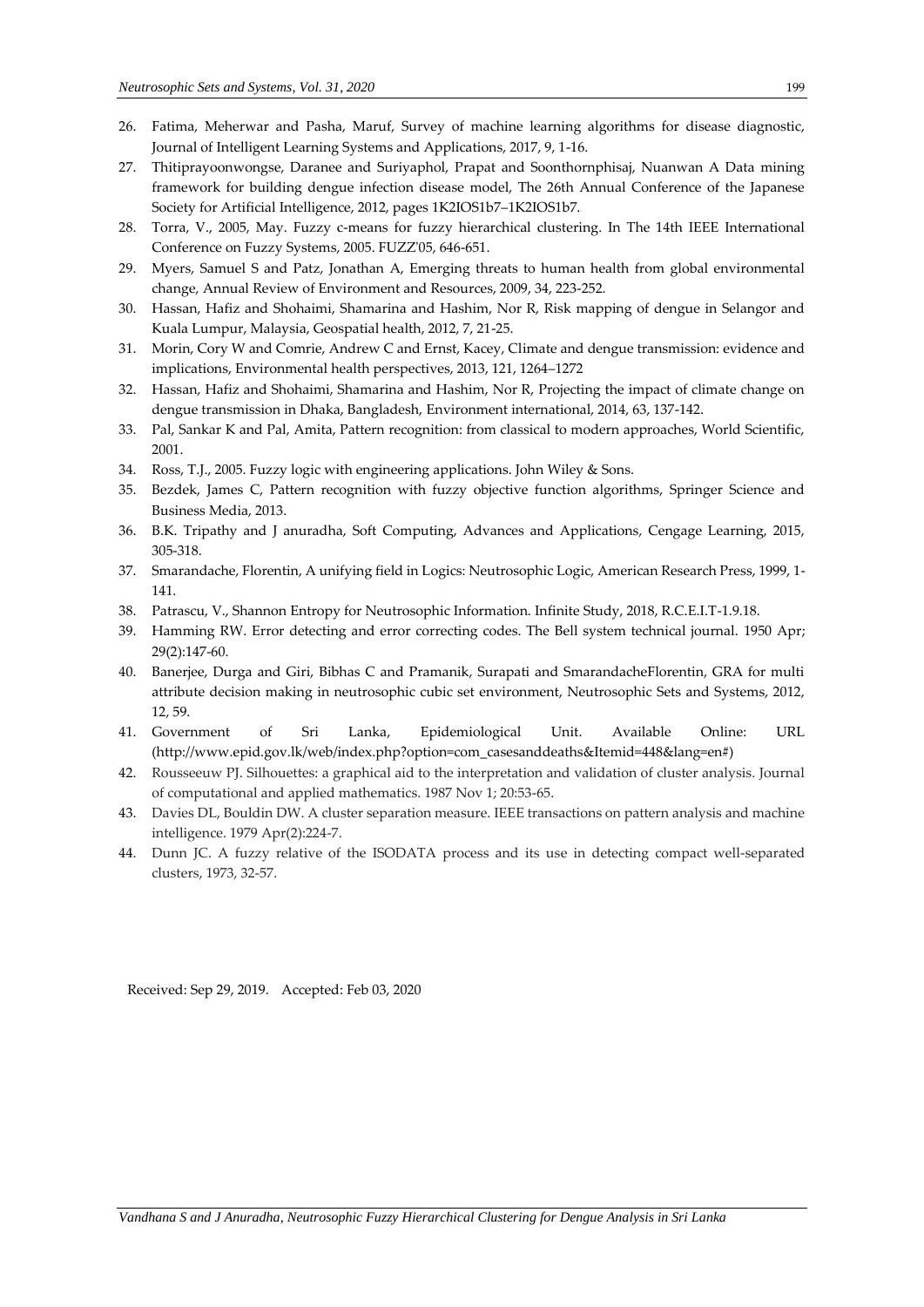26. Fatima, Meherwar and Pasha, Maruf, Survey of machine learning algorithms for disease diagnostic, Journal of Intelligent Learning Systems and Applications, 2017, 9, 1-16.
27. Thitiprayoonwongse, Daranee and Suriyaphol, Prapat and Soonthornphisaj, Nuanwan A Data mining framework for building dengue infection disease model, The 26th Annual Conference of the Japanese Society for Artificial Intelligence, 2012, pages 1K2IOS1b7–1K2IOS1b7.
28. Torra, V., 2005, May. Fuzzy c-means for fuzzy hierarchical clustering. In The 14th IEEE International Conference on Fuzzy Systems, 2005. FUZZ'05, 646-651.
29. Myers, Samuel S and Patz, Jonathan A, Emerging threats to human health from global environmental change, Annual Review of Environment and Resources, 2009, 34, 223-252.
30. Hassan, Hafiz and Shohaimi, Shamarina and Hashim, Nor R, Risk mapping of dengue in Selangor and Kuala Lumpur, Malaysia, Geospatial health, 2012, 7, 21-25.
31. Morin, Cory W and Comrie, Andrew C and Ernst, Kacey, Climate and dengue transmission: evidence and implications, Environmental health perspectives, 2013, 121, 1264–1272
32. Hassan, Hafiz and Shohaimi, Shamarina and Hashim, Nor R, Projecting the impact of climate change on dengue transmission in Dhaka, Bangladesh, Environment international, 2014, 63, 137-142.
33. Pal, Sankar K and Pal, Amita, Pattern recognition: from classical to modern approaches, World Scientific, 2001.
34. Ross, T.J., 2005. Fuzzy logic with engineering applications. John Wiley & Sons.
35. Bezdek, James C, Pattern recognition with fuzzy objective function algorithms, Springer Science and Business Media, 2013.
36. B.K. Tripathy and J anuradha, Soft Computing, Advances and Applications, Cengage Learning, 2015, 305-318.
37. Smarandache, Florentin, A unifying field in Logics: Neutrosophic Logic, American Research Press, 1999, 1-141.
38. Patrascu, V., Shannon Entropy for Neutrosophic Information. Infinite Study, 2018, R.C.E.I.T-1.9.18.
39. Hamming RW. Error detecting and error correcting codes. The Bell system technical journal. 1950 Apr; 29(2):147-60.
40. Banerjee, Durga and Giri, Bibhas C and Pramanik, Surapati and SmarandacheFlorentin, GRA for multi attribute decision making in neutrosophic cubic set environment, Neutrosophic Sets and Systems, 2012, 12, 59.
41. Government of Sri Lanka, Epidemiological Unit. Available Online: URL (http://www.epid.gov.lk/web/index.php?option=com_casesanddeaths&Itemid=448&lang=en#)
42. Rousseeuw PJ. Silhouettes: a graphical aid to the interpretation and validation of cluster analysis. Journal of computational and applied mathematics. 1987 Nov 1; 20:53-65.
43. Davies DL, Bouldin DW. A cluster separation measure. IEEE transactions on pattern analysis and machine intelligence. 1979 Apr(2):224-7.
44. Dunn JC. A fuzzy relative of the ISODATA process and its use in detecting compact well-separated clusters, 1973, 32-57.

Received: Sep 29, 2019. Accepted: Feb 03, 2020